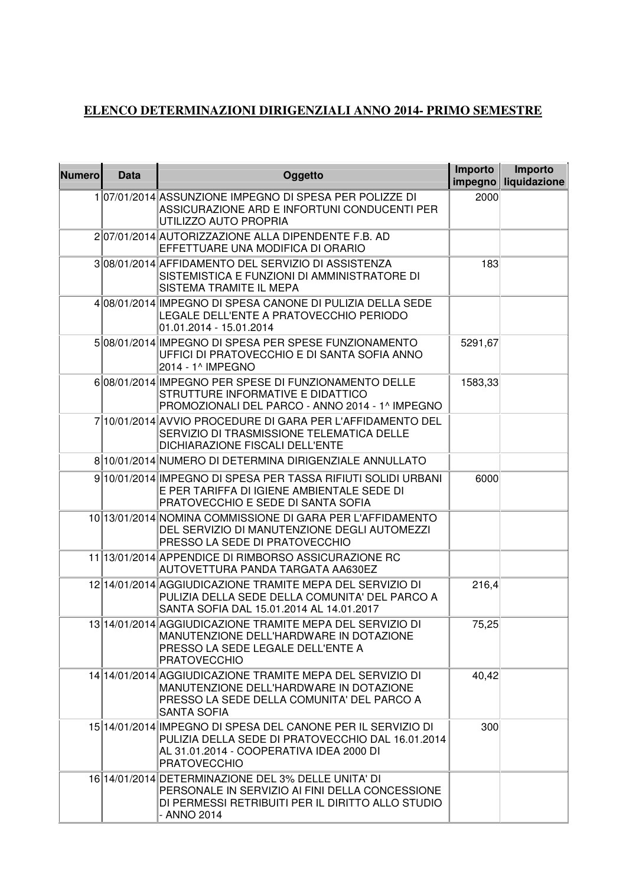## ELENCO DETERMINAZIONI DIRIGENZIALI ANNO 2014- PRIMO SEMESTRE

| Numero | Data | Oggetto | Importo impegno | Importo liquidazione |
|---|---|---|---|---|
| 1 | 07/01/2014 | ASSUNZIONE IMPEGNO DI SPESA PER POLIZZE DI ASSICURAZIONE ARD E INFORTUNI CONDUCENTI PER UTILIZZO AUTO PROPRIA | 2000 | |
| 2 | 07/01/2014 | AUTORIZZAZIONE ALLA DIPENDENTE F.B. AD EFFETTUARE UNA MODIFICA DI ORARIO | | |
| 3 | 08/01/2014 | AFFIDAMENTO DEL SERVIZIO DI ASSISTENZA SISTEMISTICA E FUNZIONI DI AMMINISTRATORE DI SISTEMA TRAMITE IL MEPA | 183 | |
| 4 | 08/01/2014 | IMPEGNO DI SPESA CANONE DI PULIZIA DELLA SEDE LEGALE DELL'ENTE A PRATOVECCHIO PERIODO 01.01.2014 - 15.01.2014 | | |
| 5 | 08/01/2014 | IMPEGNO DI SPESA PER SPESE FUNZIONAMENTO UFFICI DI PRATOVECCHIO E DI SANTA SOFIA ANNO 2014 - 1^ IMPEGNO | 5291,67 | |
| 6 | 08/01/2014 | IMPEGNO PER SPESE DI FUNZIONAMENTO DELLE STRUTTURE INFORMATIVE E DIDATTICO PROMOZIONALI DEL PARCO - ANNO 2014 - 1^ IMPEGNO | 1583,33 | |
| 7 | 10/01/2014 | AVVIO PROCEDURE DI GARA PER L'AFFIDAMENTO DEL SERVIZIO DI TRASMISSIONE TELEMATICA DELLE DICHIARAZIONE FISCALI DELL'ENTE | | |
| 8 | 10/01/2014 | NUMERO DI DETERMINA DIRIGENZIALE ANNULLATO | | |
| 9 | 10/01/2014 | IMPEGNO DI SPESA PER TASSA RIFIUTI SOLIDI URBANI E PER TARIFFA DI IGIENE AMBIENTALE SEDE DI PRATOVECCHIO E SEDE DI SANTA SOFIA | 6000 | |
| 10 | 13/01/2014 | NOMINA COMMISSIONE DI GARA PER L'AFFIDAMENTO DEL SERVIZIO DI MANUTENZIONE DEGLI AUTOMEZZI PRESSO LA SEDE DI PRATOVECCHIO | | |
| 11 | 13/01/2014 | APPENDICE DI RIMBORSO ASSICURAZIONE RC AUTOVETTURA PANDA TARGATA AA630EZ | | |
| 12 | 14/01/2014 | AGGIUDICAZIONE TRAMITE MEPA DEL SERVIZIO DI PULIZIA DELLA SEDE DELLA COMUNITA' DEL PARCO A SANTA SOFIA DAL 15.01.2014 AL 14.01.2017 | 216,4 | |
| 13 | 14/01/2014 | AGGIUDICAZIONE TRAMITE MEPA DEL SERVIZIO DI MANUTENZIONE DELL'HARDWARE IN DOTAZIONE PRESSO LA SEDE LEGALE DELL'ENTE A PRATOVECCHIO | 75,25 | |
| 14 | 14/01/2014 | AGGIUDICAZIONE TRAMITE MEPA DEL SERVIZIO DI MANUTENZIONE DELL'HARDWARE IN DOTAZIONE PRESSO LA SEDE DELLA COMUNITA' DEL PARCO A SANTA SOFIA | 40,42 | |
| 15 | 14/01/2014 | IMPEGNO DI SPESA DEL CANONE PER IL SERVIZIO DI PULIZIA DELLA SEDE DI PRATOVECCHIO DAL 16.01.2014 AL 31.01.2014 - COOPERATIVA IDEA 2000 DI PRATOVECCHIO | 300 | |
| 16 | 14/01/2014 | DETERMINAZIONE DEL 3% DELLE UNITA' DI PERSONALE IN SERVIZIO AI FINI DELLA CONCESSIONE DI PERMESSI RETRIBUITI PER IL DIRITTO ALLO STUDIO - ANNO 2014 | | |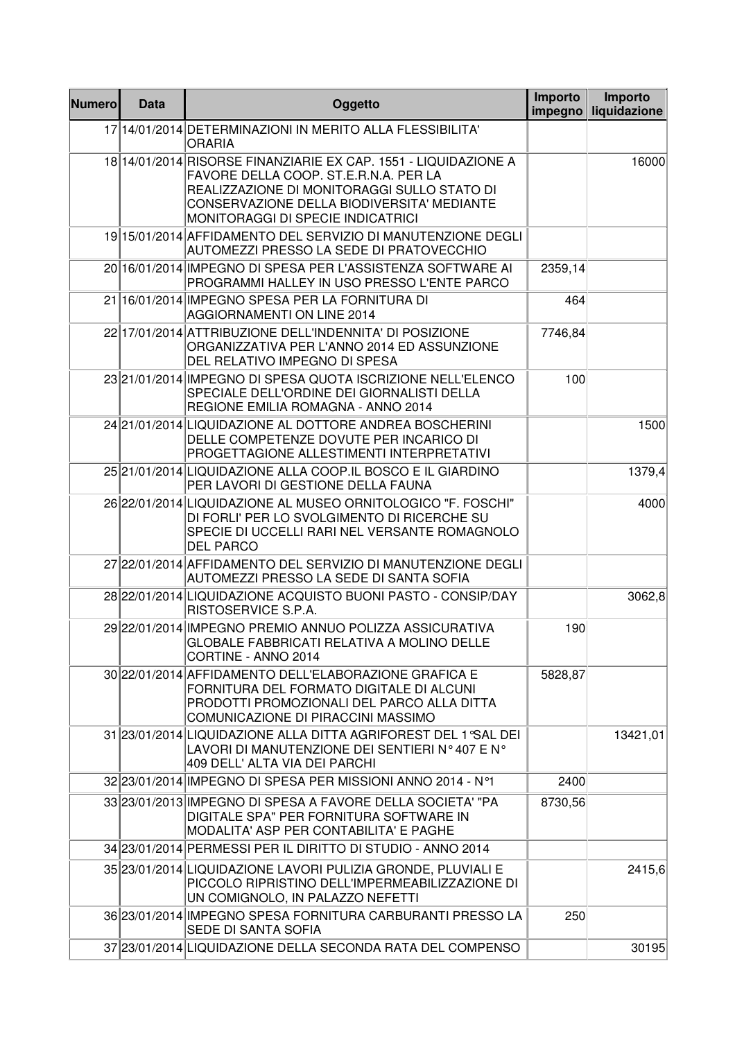| Numero | Data | Oggetto | Importo impegno | Importo liquidazione |
|---|---|---|---|---|
| 17 | 14/01/2014 | DETERMINAZIONI IN MERITO ALLA FLESSIBILITA' ORARIA | | |
| 18 | 14/01/2014 | RISORSE FINANZIARIE EX CAP. 1551 - LIQUIDAZIONE A FAVORE DELLA COOP. ST.E.R.N.A. PER LA REALIZZAZIONE DI MONITORAGGI SULLO STATO DI CONSERVAZIONE DELLA BIODIVERSITA' MEDIANTE MONITORAGGI DI SPECIE INDICATRICI | | 16000 |
| 19 | 15/01/2014 | AFFIDAMENTO DEL SERVIZIO DI MANUTENZIONE DEGLI AUTOMEZZI PRESSO LA SEDE DI PRATOVECCHIO | | |
| 20 | 16/01/2014 | IMPEGNO DI SPESA PER L'ASSISTENZA SOFTWARE AI PROGRAMMI HALLEY IN USO PRESSO L'ENTE PARCO | 2359,14 | |
| 21 | 16/01/2014 | IMPEGNO SPESA PER LA FORNITURA DI AGGIORNAMENTI ON LINE 2014 | 464 | |
| 22 | 17/01/2014 | ATTRIBUZIONE DELL'INDENNITA' DI POSIZIONE ORGANIZZATIVA PER L'ANNO 2014 ED ASSUNZIONE DEL RELATIVO IMPEGNO DI SPESA | 7746,84 | |
| 23 | 21/01/2014 | IMPEGNO DI SPESA QUOTA ISCRIZIONE NELL'ELENCO SPECIALE DELL'ORDINE DEI GIORNALISTI DELLA REGIONE EMILIA ROMAGNA - ANNO 2014 | 100 | |
| 24 | 21/01/2014 | LIQUIDAZIONE AL DOTTORE ANDREA BOSCHERINI DELLE COMPETENZE DOVUTE PER INCARICO DI PROGETTAGIONE ALLESTIMENTI INTERPRETATIVI | | 1500 |
| 25 | 21/01/2014 | LIQUIDAZIONE ALLA COOP.IL BOSCO E IL GIARDINO PER LAVORI DI GESTIONE DELLA FAUNA | | 1379,4 |
| 26 | 22/01/2014 | LIQUIDAZIONE AL MUSEO ORNITOLOGICO "F. FOSCHI" DI FORLI' PER LO SVOLGIMENTO DI RICERCHE SU SPECIE DI UCCELLI RARI NEL VERSANTE ROMAGNOLO DEL PARCO | | 4000 |
| 27 | 22/01/2014 | AFFIDAMENTO DEL SERVIZIO DI MANUTENZIONE DEGLI AUTOMEZZI PRESSO LA SEDE DI SANTA SOFIA | | |
| 28 | 22/01/2014 | LIQUIDAZIONE ACQUISTO BUONI PASTO - CONSIP/DAY RISTOSERVICE S.P.A. | | 3062,8 |
| 29 | 22/01/2014 | IMPEGNO PREMIO ANNUO POLIZZA ASSICURATIVA GLOBALE FABBRICATI RELATIVA A MOLINO DELLE CORTINE - ANNO 2014 | 190 | |
| 30 | 22/01/2014 | AFFIDAMENTO DELL'ELABORAZIONE GRAFICA E FORNITURA DEL FORMATO DIGITALE DI ALCUNI PRODOTTI PROMOZIONALI DEL PARCO ALLA DITTA COMUNICAZIONE DI PIRACCINI MASSIMO | 5828,87 | |
| 31 | 23/01/2014 | LIQUIDAZIONE ALLA DITTA AGRIFOREST DEL 1°SAL DEI LAVORI DI MANUTENZIONE DEI SENTIERI N° 407 E N° 409 DELL' ALTA VIA DEI PARCHI | | 13421,01 |
| 32 | 23/01/2014 | IMPEGNO DI SPESA PER MISSIONI ANNO 2014 - N°1 | 2400 | |
| 33 | 23/01/2013 | IMPEGNO DI SPESA A FAVORE DELLA SOCIETA' "PA DIGITALE SPA" PER FORNITURA SOFTWARE IN MODALITA' ASP PER CONTABILITA' E PAGHE | 8730,56 | |
| 34 | 23/01/2014 | PERMESSI PER IL DIRITTO DI STUDIO - ANNO 2014 | | |
| 35 | 23/01/2014 | LIQUIDAZIONE LAVORI PULIZIA GRONDE, PLUVIALI E PICCOLO RIPRISTINO DELL'IMPERMEABILIZZAZIONE DI UN COMIGNOLO, IN PALAZZO NEFETTI | | 2415,6 |
| 36 | 23/01/2014 | IMPEGNO SPESA FORNITURA CARBURANTI PRESSO LA SEDE DI SANTA SOFIA | 250 | |
| 37 | 23/01/2014 | LIQUIDAZIONE DELLA SECONDA RATA DEL COMPENSO | | 30195 |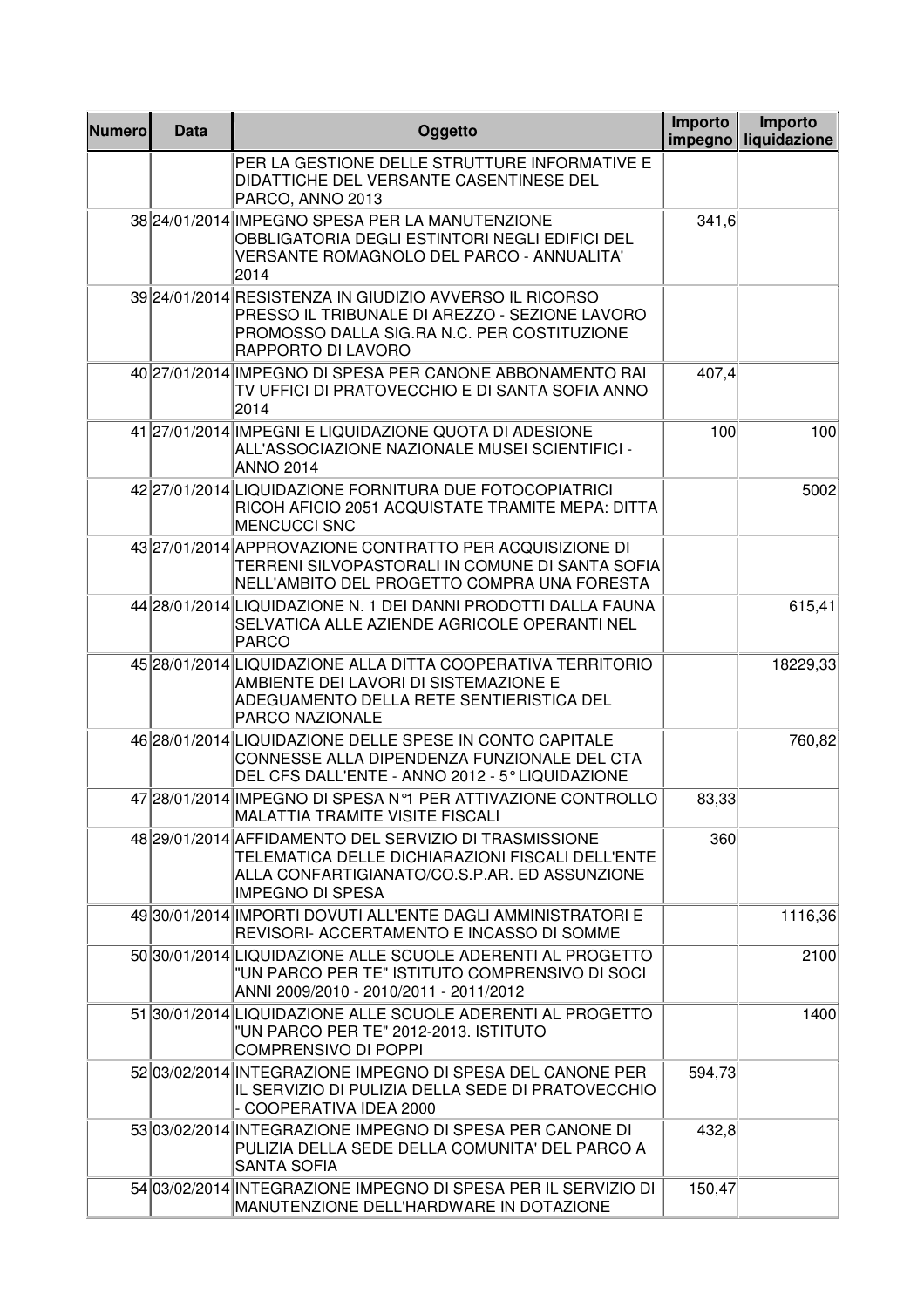| Numero | Data | Oggetto | Importo impegno | Importo liquidazione |
|---|---|---|---|---|
| | | PER LA GESTIONE DELLE STRUTTURE INFORMATIVE E DIDATTICHE DEL VERSANTE CASENTINESE DEL PARCO, ANNO 2013 | | |
| 38 | 24/01/2014 | IMPEGNO SPESA PER LA MANUTENZIONE OBBLIGATORIA DEGLI ESTINTORI NEGLI EDIFICI DEL VERSANTE ROMAGNOLO DEL PARCO - ANNUALITA' 2014 | 341,6 | |
| 39 | 24/01/2014 | RESISTENZA IN GIUDIZIO AVVERSO IL RICORSO PRESSO IL TRIBUNALE DI AREZZO - SEZIONE LAVORO PROMOSSO DALLA SIG.RA N.C. PER COSTITUZIONE RAPPORTO DI LAVORO | | |
| 40 | 27/01/2014 | IMPEGNO DI SPESA PER CANONE ABBONAMENTO RAI TV UFFICI DI PRATOVECCHIO E DI SANTA SOFIA ANNO 2014 | 407,4 | |
| 41 | 27/01/2014 | IMPEGNI E LIQUIDAZIONE QUOTA DI ADESIONE ALL'ASSOCIAZIONE NAZIONALE MUSEI SCIENTIFICI - ANNO 2014 | 100 | 100 |
| 42 | 27/01/2014 | LIQUIDAZIONE FORNITURA DUE FOTOCOPIATRICI RICOH AFICIO 2051 ACQUISTATE TRAMITE MEPA: DITTA MENCUCCI SNC | | 5002 |
| 43 | 27/01/2014 | APPROVAZIONE CONTRATTO PER ACQUISIZIONE DI TERRENI SILVOPASTORALI IN COMUNE DI SANTA SOFIA NELL'AMBITO DEL PROGETTO COMPRA UNA FORESTA | | |
| 44 | 28/01/2014 | LIQUIDAZIONE N. 1 DEI DANNI PRODOTTI DALLA FAUNA SELVATICA ALLE AZIENDE AGRICOLE OPERANTI NEL PARCO | | 615,41 |
| 45 | 28/01/2014 | LIQUIDAZIONE ALLA DITTA COOPERATIVA TERRITORIO AMBIENTE DEI LAVORI DI SISTEMAZIONE E ADEGUAMENTO DELLA RETE SENTIERISTICA DEL PARCO NAZIONALE | | 18229,33 |
| 46 | 28/01/2014 | LIQUIDAZIONE DELLE SPESE IN CONTO CAPITALE CONNESSE ALLA DIPENDENZA FUNZIONALE DEL CTA DEL CFS DALL'ENTE - ANNO 2012 - 5° LIQUIDAZIONE | | 760,82 |
| 47 | 28/01/2014 | IMPEGNO DI SPESA N°1 PER ATTIVAZIONE CONTROLLO MALATTIA TRAMITE VISITE FISCALI | 83,33 | |
| 48 | 29/01/2014 | AFFIDAMENTO DEL SERVIZIO DI TRASMISSIONE TELEMATICA DELLE DICHIARAZIONI FISCALI DELL'ENTE ALLA CONFARTIGIANATO/CO.S.P.AR. ED ASSUNZIONE IMPEGNO DI SPESA | 360 | |
| 49 | 30/01/2014 | IMPORTI DOVUTI ALL'ENTE DAGLI AMMINISTRATORI E REVISORI- ACCERTAMENTO E INCASSO DI SOMME | | 1116,36 |
| 50 | 30/01/2014 | LIQUIDAZIONE ALLE SCUOLE ADERENTI AL PROGETTO "UN PARCO PER TE" ISTITUTO COMPRENSIVO DI SOCI ANNI 2009/2010 - 2010/2011 - 2011/2012 | | 2100 |
| 51 | 30/01/2014 | LIQUIDAZIONE ALLE SCUOLE ADERENTI AL PROGETTO "UN PARCO PER TE" 2012-2013. ISTITUTO COMPRENSIVO DI POPPI | | 1400 |
| 52 | 03/02/2014 | INTEGRAZIONE IMPEGNO DI SPESA DEL CANONE PER IL SERVIZIO DI PULIZIA DELLA SEDE DI PRATOVECCHIO - COOPERATIVA IDEA 2000 | 594,73 | |
| 53 | 03/02/2014 | INTEGRAZIONE IMPEGNO DI SPESA PER CANONE DI PULIZIA DELLA SEDE DELLA COMUNITA' DEL PARCO A SANTA SOFIA | 432,8 | |
| 54 | 03/02/2014 | INTEGRAZIONE IMPEGNO DI SPESA PER IL SERVIZIO DI MANUTENZIONE DELL'HARDWARE IN DOTAZIONE | 150,47 | |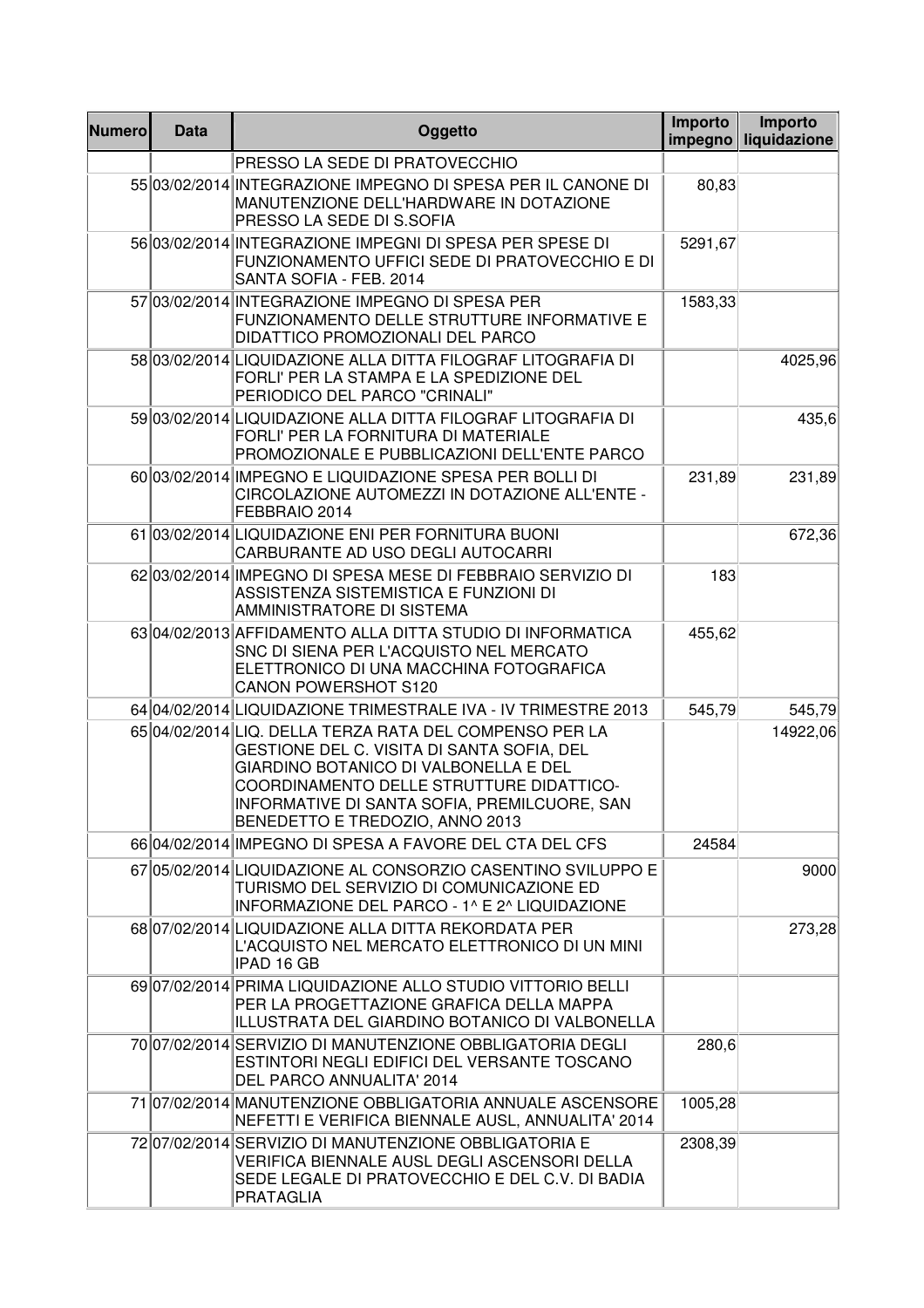| Numero | Data | Oggetto | Importo impegno | Importo liquidazione |
|---|---|---|---|---|
| | | PRESSO LA SEDE DI PRATOVECCHIO | | |
| 55 | 03/02/2014 | INTEGRAZIONE IMPEGNO DI SPESA PER IL CANONE DI MANUTENZIONE DELL'HARDWARE IN DOTAZIONE PRESSO LA SEDE DI S.SOFIA | 80,83 | |
| 56 | 03/02/2014 | INTEGRAZIONE IMPEGNI DI SPESA PER SPESE DI FUNZIONAMENTO UFFICI SEDE DI PRATOVECCHIO E DI SANTA SOFIA - FEB. 2014 | 5291,67 | |
| 57 | 03/02/2014 | INTEGRAZIONE IMPEGNO DI SPESA PER FUNZIONAMENTO DELLE STRUTTURE INFORMATIVE E DIDATTICO PROMOZIONALI DEL PARCO | 1583,33 | |
| 58 | 03/02/2014 | LIQUIDAZIONE ALLA DITTA FILOGRAF LITOGRAFIA DI FORLI' PER LA STAMPA E LA SPEDIZIONE DEL PERIODICO DEL PARCO "CRINALI" | | 4025,96 |
| 59 | 03/02/2014 | LIQUIDAZIONE ALLA DITTA FILOGRAF LITOGRAFIA DI FORLI' PER LA FORNITURA DI MATERIALE PROMOZIONALE E PUBBLICAZIONI DELL'ENTE PARCO | | 435,6 |
| 60 | 03/02/2014 | IMPEGNO E LIQUIDAZIONE SPESA PER BOLLI DI CIRCOLAZIONE AUTOMEZZI IN DOTAZIONE ALL'ENTE - FEBBRAIO 2014 | 231,89 | 231,89 |
| 61 | 03/02/2014 | LIQUIDAZIONE ENI PER FORNITURA BUONI CARBURANTE AD USO DEGLI AUTOCARRI | | 672,36 |
| 62 | 03/02/2014 | IMPEGNO DI SPESA MESE DI FEBBRAIO SERVIZIO DI ASSISTENZA SISTEMISTICA E FUNZIONI DI AMMINISTRATORE DI SISTEMA | 183 | |
| 63 | 04/02/2013 | AFFIDAMENTO ALLA DITTA STUDIO DI INFORMATICA SNC DI SIENA PER L'ACQUISTO NEL MERCATO ELETTRONICO DI UNA MACCHINA FOTOGRAFICA CANON POWERSHOT S120 | 455,62 | |
| 64 | 04/02/2014 | LIQUIDAZIONE TRIMESTRALE IVA - IV TRIMESTRE 2013 | 545,79 | 545,79 |
| 65 | 04/02/2014 | LIQ. DELLA TERZA RATA DEL COMPENSO PER LA GESTIONE DEL C. VISITA DI SANTA SOFIA, DEL GIARDINO BOTANICO DI VALBONELLA E DEL COORDINAMENTO DELLE STRUTTURE DIDATTICO-INFORMATIVE DI SANTA SOFIA, PREMILCUORE, SAN BENEDETTO E TREDOZIO, ANNO 2013 | | 14922,06 |
| 66 | 04/02/2014 | IMPEGNO DI SPESA A FAVORE DEL CTA DEL CFS | 24584 | |
| 67 | 05/02/2014 | LIQUIDAZIONE AL CONSORZIO CASENTINO SVILUPPO E TURISMO DEL SERVIZIO DI COMUNICAZIONE ED INFORMAZIONE DEL PARCO - 1^ E 2^ LIQUIDAZIONE | | 9000 |
| 68 | 07/02/2014 | LIQUIDAZIONE ALLA DITTA REKORDATA PER L'ACQUISTO NEL MERCATO ELETTRONICO DI UN MINI IPAD 16 GB | | 273,28 |
| 69 | 07/02/2014 | PRIMA LIQUIDAZIONE ALLO STUDIO VITTORIO BELLI PER LA PROGETTAZIONE GRAFICA DELLA MAPPA ILLUSTRATA DEL GIARDINO BOTANICO DI VALBONELLA | | |
| 70 | 07/02/2014 | SERVIZIO DI MANUTENZIONE OBBLIGATORIA DEGLI ESTINTORI NEGLI EDIFICI DEL VERSANTE TOSCANO DEL PARCO ANNUALITA' 2014 | 280,6 | |
| 71 | 07/02/2014 | MANUTENZIONE OBBLIGATORIA ANNUALE ASCENSORE NEFETTI E VERIFICA BIENNALE AUSL, ANNUALITA' 2014 | 1005,28 | |
| 72 | 07/02/2014 | SERVIZIO DI MANUTENZIONE OBBLIGATORIA E VERIFICA BIENNALE AUSL DEGLI ASCENSORI DELLA SEDE LEGALE DI PRATOVECCHIO E DEL C.V. DI BADIA PRATAGLIA | 2308,39 | |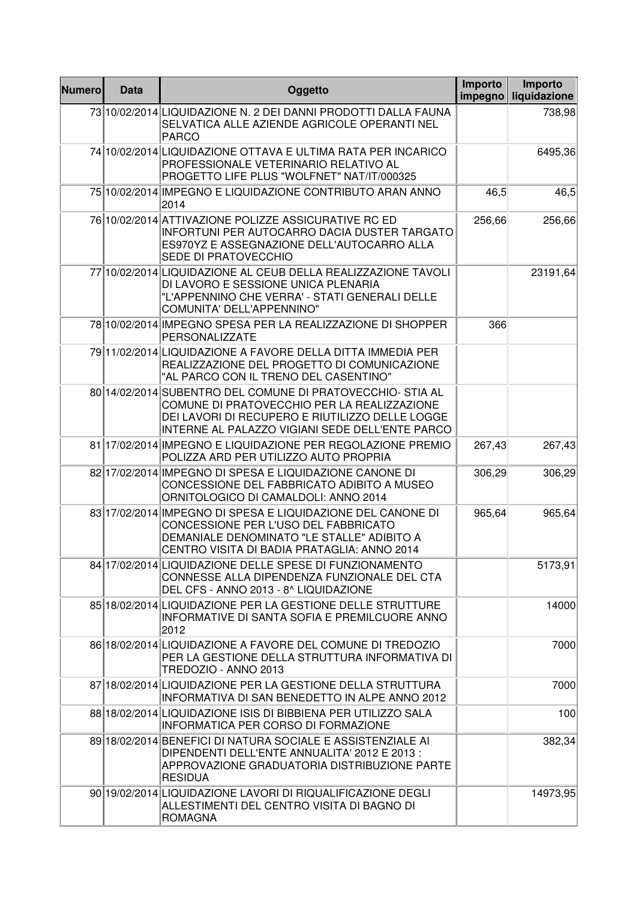| Numero | Data | Oggetto | Importo impegno | Importo liquidazione |
| --- | --- | --- | --- | --- |
| 73 | 10/02/2014 | LIQUIDAZIONE N. 2 DEI DANNI PRODOTTI DALLA FAUNA SELVATICA ALLE AZIENDE AGRICOLE OPERANTI NEL PARCO | | 738,98 |
| 74 | 10/02/2014 | LIQUIDAZIONE OTTAVA E ULTIMA RATA PER INCARICO PROFESSIONALE VETERINARIO RELATIVO AL PROGETTO LIFE PLUS "WOLFNET" NAT/IT/000325 | | 6495,36 |
| 75 | 10/02/2014 | IMPEGNO E LIQUIDAZIONE CONTRIBUTO ARAN ANNO 2014 | 46,5 | 46,5 |
| 76 | 10/02/2014 | ATTIVAZIONE POLIZZE ASSICURATIVE RC ED INFORTUNI PER AUTOCARRO DACIA DUSTER TARGATO ES970YZ E ASSEGNAZIONE DELL'AUTOCARRO ALLA SEDE DI PRATOVECCHIO | 256,66 | 256,66 |
| 77 | 10/02/2014 | LIQUIDAZIONE AL CEUB DELLA REALIZZAZIONE TAVOLI DI LAVORO E SESSIONE UNICA PLENARIA "L'APPENNINO CHE VERRA' - STATI GENERALI DELLE COMUNITA' DELL'APPENNINO" | | 23191,64 |
| 78 | 10/02/2014 | IMPEGNO SPESA PER LA REALIZZAZIONE DI SHOPPER PERSONALIZZATE | 366 | |
| 79 | 11/02/2014 | LIQUIDAZIONE A FAVORE DELLA DITTA IMMEDIA PER REALIZZAZIONE DEL PROGETTO DI COMUNICAZIONE "AL PARCO CON IL TRENO DEL CASENTINO" | | |
| 80 | 14/02/2014 | SUBENTRO DEL COMUNE DI PRATOVECCHIO- STIA AL COMUNE DI PRATOVECCHIO PER LA REALIZZAZIONE DEI LAVORI DI RECUPERO E RIUTILIZZO DELLE LOGGE INTERNE AL PALAZZO VIGIANI SEDE DELL'ENTE PARCO | | |
| 81 | 17/02/2014 | IMPEGNO E LIQUIDAZIONE PER REGOLAZIONE PREMIO POLIZZA ARD PER UTILIZZO AUTO PROPRIA | 267,43 | 267,43 |
| 82 | 17/02/2014 | IMPEGNO DI SPESA E LIQUIDAZIONE CANONE DI CONCESSIONE DEL FABBRICATO ADIBITO A MUSEO ORNITOLOGICO DI CAMALDOLI: ANNO 2014 | 306,29 | 306,29 |
| 83 | 17/02/2014 | IMPEGNO DI SPESA E LIQUIDAZIONE DEL CANONE DI CONCESSIONE PER L'USO DEL FABBRICATO DEMANIALE DENOMINATO "LE STALLE" ADIBITO A CENTRO VISITA DI BADIA PRATAGLIA: ANNO 2014 | 965,64 | 965,64 |
| 84 | 17/02/2014 | LIQUIDAZIONE DELLE SPESE DI FUNZIONAMENTO CONNESSE ALLA DIPENDENZA FUNZIONALE DEL CTA DEL CFS - ANNO 2013 - 8^ LIQUIDAZIONE | | 5173,91 |
| 85 | 18/02/2014 | LIQUIDAZIONE PER LA GESTIONE DELLE STRUTTURE INFORMATIVE DI SANTA SOFIA E PREMILCUORE ANNO 2012 | | 14000 |
| 86 | 18/02/2014 | LIQUIDAZIONE A FAVORE DEL COMUNE DI TREDOZIO PER LA GESTIONE DELLA STRUTTURA INFORMATIVA DI TREDOZIO - ANNO 2013 | | 7000 |
| 87 | 18/02/2014 | LIQUIDAZIONE PER LA GESTIONE DELLA STRUTTURA INFORMATIVA DI SAN BENEDETTO IN ALPE ANNO 2012 | | 7000 |
| 88 | 18/02/2014 | LIQUIDAZIONE ISIS DI BIBBIENA PER UTILIZZO SALA INFORMATICA PER CORSO DI FORMAZIONE | | 100 |
| 89 | 18/02/2014 | BENEFICI DI NATURA SOCIALE E ASSISTENZIALE AI DIPENDENTI DELL'ENTE ANNUALITA' 2012 E 2013 : APPROVAZIONE GRADUATORIA DISTRIBUZIONE PARTE RESIDUA | | 382,34 |
| 90 | 19/02/2014 | LIQUIDAZIONE LAVORI DI RIQUALIFICAZIONE DEGLI ALLESTIMENTI DEL CENTRO VISITA DI BAGNO DI ROMAGNA | | 14973,95 |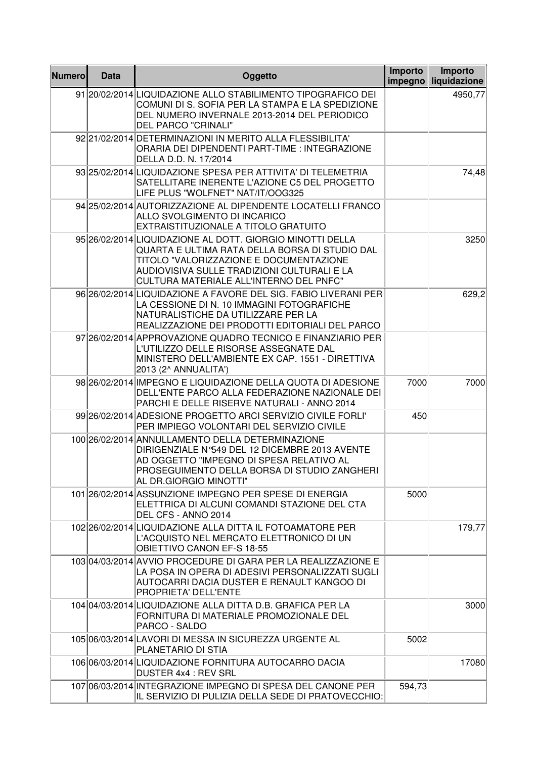| Numero | Data | Oggetto | Importo impegno | Importo liquidazione |
|---|---|---|---|---|
| 91 | 20/02/2014 | LIQUIDAZIONE ALLO STABILIMENTO TIPOGRAFICO DEI COMUNI DI S. SOFIA PER LA STAMPA E LA SPEDIZIONE DEL NUMERO INVERNALE 2013-2014 DEL PERIODICO DEL PARCO "CRINALI" | | 4950,77 |
| 92 | 21/02/2014 | DETERMINAZIONI IN MERITO ALLA FLESSIBILITA' ORARIA DEI DIPENDENTI PART-TIME : INTEGRAZIONE DELLA D.D. N. 17/2014 | | |
| 93 | 25/02/2014 | LIQUIDAZIONE SPESA PER ATTIVITA' DI TELEMETRIA SATELLITARE INERENTE L'AZIONE C5 DEL PROGETTO LIFE PLUS "WOLFNET" NAT/IT/OOG325 | | 74,48 |
| 94 | 25/02/2014 | AUTORIZZAZIONE AL DIPENDENTE LOCATELLI FRANCO ALLO SVOLGIMENTO DI INCARICO EXTRAISTITUZIONALE A TITOLO GRATUITO | | |
| 95 | 26/02/2014 | LIQUIDAZIONE AL DOTT. GIORGIO MINOTTI DELLA QUARTA E ULTIMA RATA DELLA BORSA DI STUDIO DAL TITOLO "VALORIZZAZIONE E DOCUMENTAZIONE AUDIOVISIVA SULLE TRADIZIONI CULTURALI E LA CULTURA MATERIALE ALL'INTERNO DEL PNFC" | | 3250 |
| 96 | 26/02/2014 | LIQUIDAZIONE A FAVORE DEL SIG. FABIO LIVERANI PER LA CESSIONE DI N. 10 IMMAGINI FOTOGRAFICHE NATURALISTICHE DA UTILIZZARE PER LA REALIZZAZIONE DEI PRODOTTI EDITORIALI DEL PARCO | | 629,2 |
| 97 | 26/02/2014 | APPROVAZIONE QUADRO TECNICO E FINANZIARIO PER L'UTILIZZO DELLE RISORSE ASSEGNATE DAL MINISTERO DELL'AMBIENTE EX CAP. 1551 - DIRETTIVA 2013 (2^ ANNUALITA') | | |
| 98 | 26/02/2014 | IMPEGNO E LIQUIDAZIONE DELLA QUOTA DI ADESIONE DELL'ENTE PARCO ALLA FEDERAZIONE NAZIONALE DEI PARCHI E DELLE RISERVE NATURALI - ANNO 2014 | 7000 | 7000 |
| 99 | 26/02/2014 | ADESIONE PROGETTO ARCI SERVIZIO CIVILE FORLI' PER IMPIEGO VOLONTARI DEL SERVIZIO CIVILE | 450 | |
| 100 | 26/02/2014 | ANNULLAMENTO DELLA DETERMINAZIONE DIRIGENZIALE N°549 DEL 12 DICEMBRE 2013 AVENTE AD OGGETTO "IMPEGNO DI SPESA RELATIVO AL PROSEGUIMENTO DELLA BORSA DI STUDIO ZANGHERI AL DR.GIORGIO MINOTTI" | | |
| 101 | 26/02/2014 | ASSUNZIONE IMPEGNO PER SPESE DI ENERGIA ELETTRICA DI ALCUNI COMANDI STAZIONE DEL CTA DEL CFS - ANNO 2014 | 5000 | |
| 102 | 26/02/2014 | LIQUIDAZIONE ALLA DITTA IL FOTOAMATORE PER L'ACQUISTO NEL MERCATO ELETTRONICO DI UN OBIETTIVO CANON EF-S 18-55 | | 179,77 |
| 103 | 04/03/2014 | AVVIO PROCEDURE DI GARA PER LA REALIZZAZIONE E LA POSA IN OPERA DI ADESIVI PERSONALIZZATI SUGLI AUTOCARRI DACIA DUSTER E RENAULT KANGOO DI PROPRIETA' DELL'ENTE | | |
| 104 | 04/03/2014 | LIQUIDAZIONE ALLA DITTA D.B. GRAFICA PER LA FORNITURA DI MATERIALE PROMOZIONALE DEL PARCO - SALDO | | 3000 |
| 105 | 06/03/2014 | LAVORI DI MESSA IN SICUREZZA URGENTE AL PLANETARIO DI STIA | 5002 | |
| 106 | 06/03/2014 | LIQUIDAZIONE FORNITURA AUTOCARRO DACIA DUSTER 4x4 : REV SRL | | 17080 |
| 107 | 06/03/2014 | INTEGRAZIONE IMPEGNO DI SPESA DEL CANONE PER IL SERVIZIO DI PULIZIA DELLA SEDE DI PRATOVECCHIO: | 594,73 | |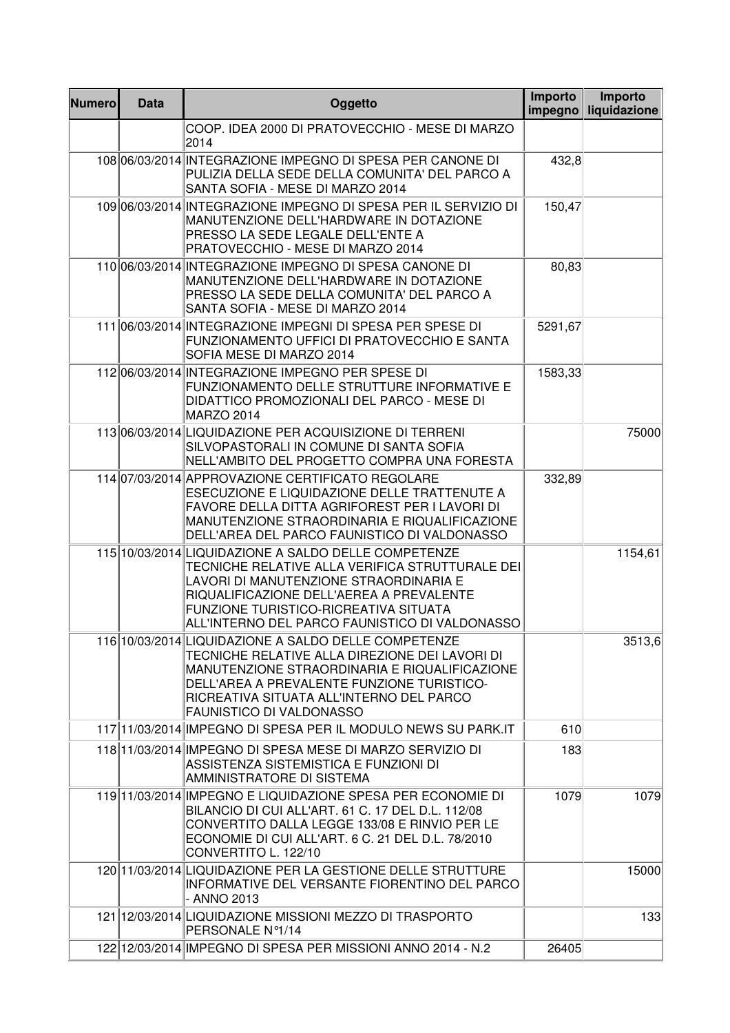| Numero | Data | Oggetto | Importo impegno | Importo liquidazione |
|---|---|---|---|---|
| | | COOP. IDEA 2000 DI PRATOVECCHIO - MESE DI MARZO 2014 | | |
| 108 | 06/03/2014 | INTEGRAZIONE IMPEGNO DI SPESA PER CANONE DI PULIZIA DELLA SEDE DELLA COMUNITA' DEL PARCO A SANTA SOFIA - MESE DI MARZO 2014 | 432,8 | |
| 109 | 06/03/2014 | INTEGRAZIONE IMPEGNO DI SPESA PER IL SERVIZIO DI MANUTENZIONE DELL'HARDWARE IN DOTAZIONE PRESSO LA SEDE LEGALE DELL'ENTE A PRATOVECCHIO - MESE DI MARZO 2014 | 150,47 | |
| 110 | 06/03/2014 | INTEGRAZIONE IMPEGNO DI SPESA CANONE DI MANUTENZIONE DELL'HARDWARE IN DOTAZIONE PRESSO LA SEDE DELLA COMUNITA' DEL PARCO A SANTA SOFIA - MESE DI MARZO 2014 | 80,83 | |
| 111 | 06/03/2014 | INTEGRAZIONE IMPEGNI DI SPESA PER SPESE DI FUNZIONAMENTO UFFICI DI PRATOVECCHIO E SANTA SOFIA MESE DI MARZO 2014 | 5291,67 | |
| 112 | 06/03/2014 | INTEGRAZIONE IMPEGNO PER SPESE DI FUNZIONAMENTO DELLE STRUTTURE INFORMATIVE E DIDATTICO PROMOZIONALI DEL PARCO - MESE DI MARZO 2014 | 1583,33 | |
| 113 | 06/03/2014 | LIQUIDAZIONE PER ACQUISIZIONE DI TERRENI SILVOPASTORALI IN COMUNE DI SANTA SOFIA NELL'AMBITO DEL PROGETTO COMPRA UNA FORESTA | | 75000 |
| 114 | 07/03/2014 | APPROVAZIONE CERTIFICATO REGOLARE ESECUZIONE E LIQUIDAZIONE DELLE TRATTENUTE A FAVORE DELLA DITTA AGRIFOREST PER I LAVORI DI MANUTENZIONE STRAORDINARIA E RIQUALIFICAZIONE DELL'AREA DEL PARCO FAUNISTICO DI VALDONASSO | 332,89 | |
| 115 | 10/03/2014 | LIQUIDAZIONE A SALDO DELLE COMPETENZE TECNICHE RELATIVE ALLA VERIFICA STRUTTURALE DEI LAVORI DI MANUTENZIONE STRAORDINARIA E RIQUALIFICAZIONE DELL'AEREA A PREVALENTE FUNZIONE TURISTICO-RICREATIVA SITUATA ALL'INTERNO DEL PARCO FAUNISTICO DI VALDONASSO | | 1154,61 |
| 116 | 10/03/2014 | LIQUIDAZIONE A SALDO DELLE COMPETENZE TECNICHE RELATIVE ALLA DIREZIONE DEI LAVORI DI MANUTENZIONE STRAORDINARIA E RIQUALIFICAZIONE DELL'AREA A PREVALENTE FUNZIONE TURISTICO-RICREATIVA SITUATA ALL'INTERNO DEL PARCO FAUNISTICO DI VALDONASSO | | 3513,6 |
| 117 | 11/03/2014 | IMPEGNO DI SPESA PER IL MODULO NEWS SU PARK.IT | 610 | |
| 118 | 11/03/2014 | IMPEGNO DI SPESA MESE DI MARZO SERVIZIO DI ASSISTENZA SISTEMISTICA E FUNZIONI DI AMMINISTRATORE DI SISTEMA | 183 | |
| 119 | 11/03/2014 | IMPEGNO E LIQUIDAZIONE SPESA PER ECONOMIE DI BILANCIO DI CUI ALL'ART. 61 C. 17 DEL D.L. 112/08 CONVERTITO DALLA LEGGE 133/08 E RINVIO PER LE ECONOMIE DI CUI ALL'ART. 6 C. 21 DEL D.L. 78/2010 CONVERTITO L. 122/10 | 1079 | 1079 |
| 120 | 11/03/2014 | LIQUIDAZIONE PER LA GESTIONE DELLE STRUTTURE INFORMATIVE DEL VERSANTE FIORENTINO DEL PARCO - ANNO 2013 | | 15000 |
| 121 | 12/03/2014 | LIQUIDAZIONE MISSIONI MEZZO DI TRASPORTO PERSONALE N°1/14 | | 133 |
| 122 | 12/03/2014 | IMPEGNO DI SPESA PER MISSIONI ANNO 2014 - N.2 | 26405 | |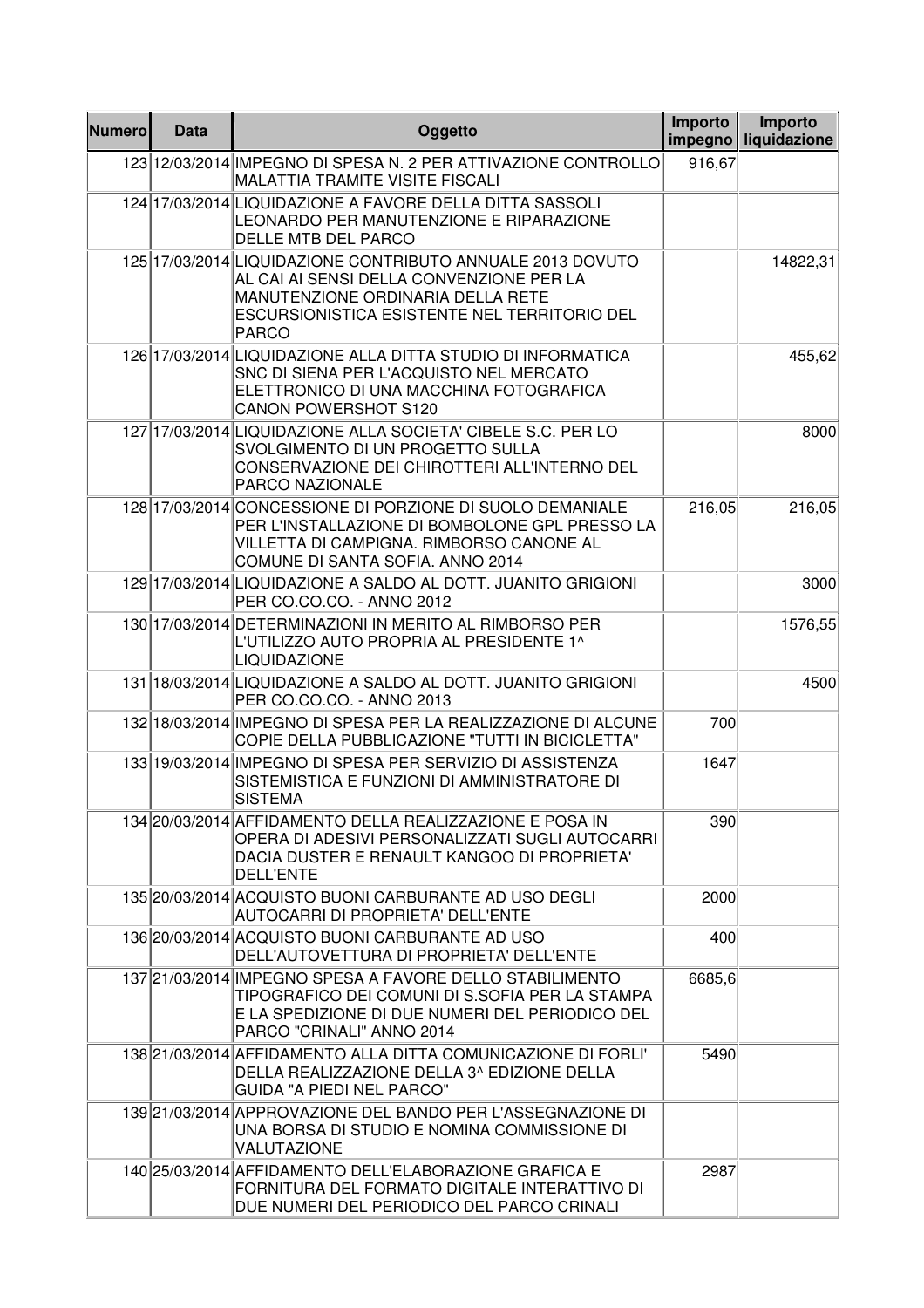| Numero | Data | Oggetto | Importo impegno | Importo liquidazione |
|---|---|---|---|---|
| 123 | 12/03/2014 | IMPEGNO DI SPESA N. 2 PER ATTIVAZIONE CONTROLLO MALATTIA TRAMITE VISITE FISCALI | 916,67 | |
| 124 | 17/03/2014 | LIQUIDAZIONE A FAVORE DELLA DITTA SASSOLI LEONARDO PER MANUTENZIONE E RIPARAZIONE DELLE MTB DEL PARCO | | |
| 125 | 17/03/2014 | LIQUIDAZIONE CONTRIBUTO ANNUALE 2013 DOVUTO AL CAI AI SENSI DELLA CONVENZIONE PER LA MANUTENZIONE ORDINARIA DELLA RETE ESCURSIONISTICA ESISTENTE NEL TERRITORIO DEL PARCO | | 14822,31 |
| 126 | 17/03/2014 | LIQUIDAZIONE ALLA DITTA STUDIO DI INFORMATICA SNC DI SIENA PER L'ACQUISTO NEL MERCATO ELETTRONICO DI UNA MACCHINA FOTOGRAFICA CANON POWERSHOT S120 | | 455,62 |
| 127 | 17/03/2014 | LIQUIDAZIONE ALLA SOCIETA' CIBELE S.C. PER LO SVOLGIMENTO DI UN PROGETTO SULLA CONSERVAZIONE DEI CHIROTTERI ALL'INTERNO DEL PARCO NAZIONALE | | 8000 |
| 128 | 17/03/2014 | CONCESSIONE DI PORZIONE DI SUOLO DEMANIALE PER L'INSTALLAZIONE DI BOMBOLONE GPL PRESSO LA VILLETTA DI CAMPIGNA. RIMBORSO CANONE AL COMUNE DI SANTA SOFIA. ANNO 2014 | 216,05 | 216,05 |
| 129 | 17/03/2014 | LIQUIDAZIONE A SALDO AL DOTT. JUANITO GRIGIONI PER CO.CO.CO. - ANNO 2012 | | 3000 |
| 130 | 17/03/2014 | DETERMINAZIONI IN MERITO AL RIMBORSO PER L'UTILIZZO AUTO PROPRIA AL PRESIDENTE 1^ LIQUIDAZIONE | | 1576,55 |
| 131 | 18/03/2014 | LIQUIDAZIONE A SALDO AL DOTT. JUANITO GRIGIONI PER CO.CO.CO. - ANNO 2013 | | 4500 |
| 132 | 18/03/2014 | IMPEGNO DI SPESA PER LA REALIZZAZIONE DI ALCUNE COPIE DELLA PUBBLICAZIONE "TUTTI IN BICICLETTA" | 700 | |
| 133 | 19/03/2014 | IMPEGNO DI SPESA PER SERVIZIO DI ASSISTENZA SISTEMISTICA E FUNZIONI DI AMMINISTRATORE DI SISTEMA | 1647 | |
| 134 | 20/03/2014 | AFFIDAMENTO DELLA REALIZZAZIONE E POSA IN OPERA DI ADESIVI PERSONALIZZATI SUGLI AUTOCARRI DACIA DUSTER E RENAULT KANGOO DI PROPRIETA' DELL'ENTE | 390 | |
| 135 | 20/03/2014 | ACQUISTO BUONI CARBURANTE AD USO DEGLI AUTOCARRI DI PROPRIETA' DELL'ENTE | 2000 | |
| 136 | 20/03/2014 | ACQUISTO BUONI CARBURANTE AD USO DELL'AUTOVETTURA DI PROPRIETA' DELL'ENTE | 400 | |
| 137 | 21/03/2014 | IMPEGNO SPESA A FAVORE DELLO STABILIMENTO TIPOGRAFICO DEI COMUNI DI S.SOFIA PER LA STAMPA E LA SPEDIZIONE DI DUE NUMERI DEL PERIODICO DEL PARCO "CRINALI" ANNO 2014 | 6685,6 | |
| 138 | 21/03/2014 | AFFIDAMENTO ALLA DITTA COMUNICAZIONE DI FORLI' DELLA REALIZZAZIONE DELLA 3^ EDIZIONE DELLA GUIDA "A PIEDI NEL PARCO" | 5490 | |
| 139 | 21/03/2014 | APPROVAZIONE DEL BANDO PER L'ASSEGNAZIONE DI UNA BORSA DI STUDIO E NOMINA COMMISSIONE DI VALUTAZIONE | | |
| 140 | 25/03/2014 | AFFIDAMENTO DELL'ELABORAZIONE GRAFICA E FORNITURA DEL FORMATO DIGITALE INTERATTIVO DI DUE NUMERI DEL PERIODICO DEL PARCO CRINALI | 2987 | |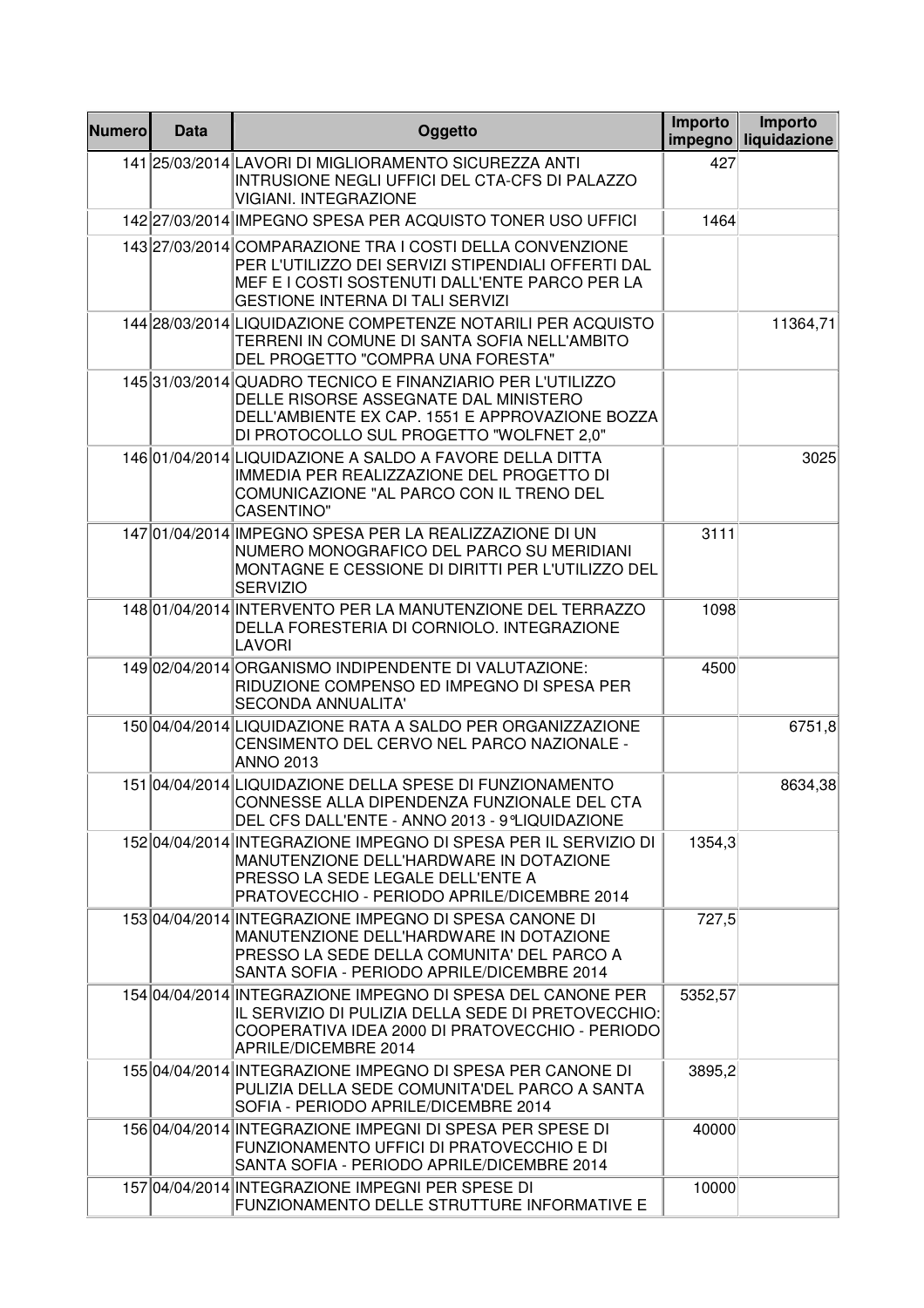| Numero | Data | Oggetto | Importo impegno | Importo liquidazione |
|---|---|---|---|---|
| 141 | 25/03/2014 | LAVORI DI MIGLIORAMENTO SICUREZZA ANTI INTRUSIONE NEGLI UFFICI DEL CTA-CFS DI PALAZZO VIGIANI. INTEGRAZIONE | 427 | |
| 142 | 27/03/2014 | IMPEGNO SPESA PER ACQUISTO TONER USO UFFICI | 1464 | |
| 143 | 27/03/2014 | COMPARAZIONE TRA I COSTI DELLA CONVENZIONE PER L'UTILIZZO DEI SERVIZI STIPENDIALI OFFERTI DAL MEF E I COSTI SOSTENUTI DALL'ENTE PARCO PER LA GESTIONE INTERNA DI TALI SERVIZI | | |
| 144 | 28/03/2014 | LIQUIDAZIONE COMPETENZE NOTARILI PER ACQUISTO TERRENI IN COMUNE DI SANTA SOFIA NELL'AMBITO DEL PROGETTO "COMPRA UNA FORESTA" | | 11364,71 |
| 145 | 31/03/2014 | QUADRO TECNICO E FINANZIARIO PER L'UTILIZZO DELLE RISORSE ASSEGNATE DAL MINISTERO DELL'AMBIENTE EX CAP. 1551 E APPROVAZIONE BOZZA DI PROTOCOLLO SUL PROGETTO "WOLFNET 2,0" | | |
| 146 | 01/04/2014 | LIQUIDAZIONE A SALDO A FAVORE DELLA DITTA IMMEDIA PER REALIZZAZIONE DEL PROGETTO DI COMUNICAZIONE "AL PARCO CON IL TRENO DEL CASENTINO" | | 3025 |
| 147 | 01/04/2014 | IMPEGNO SPESA PER LA REALIZZAZIONE DI UN NUMERO MONOGRAFICO DEL PARCO SU MERIDIANI MONTAGNE E CESSIONE DI DIRITTI PER L'UTILIZZO DEL SERVIZIO | 3111 | |
| 148 | 01/04/2014 | INTERVENTO PER LA MANUTENZIONE DEL TERRAZZO DELLA FORESTERIA DI CORNIOLO. INTEGRAZIONE LAVORI | 1098 | |
| 149 | 02/04/2014 | ORGANISMO INDIPENDENTE DI VALUTAZIONE: RIDUZIONE COMPENSO ED IMPEGNO DI SPESA PER SECONDA ANNUALITA' | 4500 | |
| 150 | 04/04/2014 | LIQUIDAZIONE RATA A SALDO PER ORGANIZZAZIONE CENSIMENTO DEL CERVO NEL PARCO NAZIONALE - ANNO 2013 | | 6751,8 |
| 151 | 04/04/2014 | LIQUIDAZIONE DELLA SPESE DI FUNZIONAMENTO CONNESSE ALLA DIPENDENZA FUNZIONALE DEL CTA DEL CFS DALL'ENTE - ANNO 2013 - 9°LIQUIDAZIONE | | 8634,38 |
| 152 | 04/04/2014 | INTEGRAZIONE IMPEGNO DI SPESA PER IL SERVIZIO DI MANUTENZIONE DELL'HARDWARE IN DOTAZIONE PRESSO LA SEDE LEGALE DELL'ENTE A PRATOVECCHIO - PERIODO APRILE/DICEMBRE 2014 | 1354,3 | |
| 153 | 04/04/2014 | INTEGRAZIONE IMPEGNO DI SPESA CANONE DI MANUTENZIONE DELL'HARDWARE IN DOTAZIONE PRESSO LA SEDE DELLA COMUNITA' DEL PARCO A SANTA SOFIA - PERIODO APRILE/DICEMBRE 2014 | 727,5 | |
| 154 | 04/04/2014 | INTEGRAZIONE IMPEGNO DI SPESA DEL CANONE PER IL SERVIZIO DI PULIZIA DELLA SEDE DI PRETOVECCHIO: COOPERATIVA IDEA 2000 DI PRATOVECCHIO - PERIODO APRILE/DICEMBRE 2014 | 5352,57 | |
| 155 | 04/04/2014 | INTEGRAZIONE IMPEGNO DI SPESA PER CANONE DI PULIZIA DELLA SEDE COMUNITA'DEL PARCO A SANTA SOFIA - PERIODO APRILE/DICEMBRE 2014 | 3895,2 | |
| 156 | 04/04/2014 | INTEGRAZIONE IMPEGNI DI SPESA PER SPESE DI FUNZIONAMENTO UFFICI DI PRATOVECCHIO E DI SANTA SOFIA - PERIODO APRILE/DICEMBRE 2014 | 40000 | |
| 157 | 04/04/2014 | INTEGRAZIONE IMPEGNI PER SPESE DI FUNZIONAMENTO DELLE STRUTTURE INFORMATIVE E | 10000 | |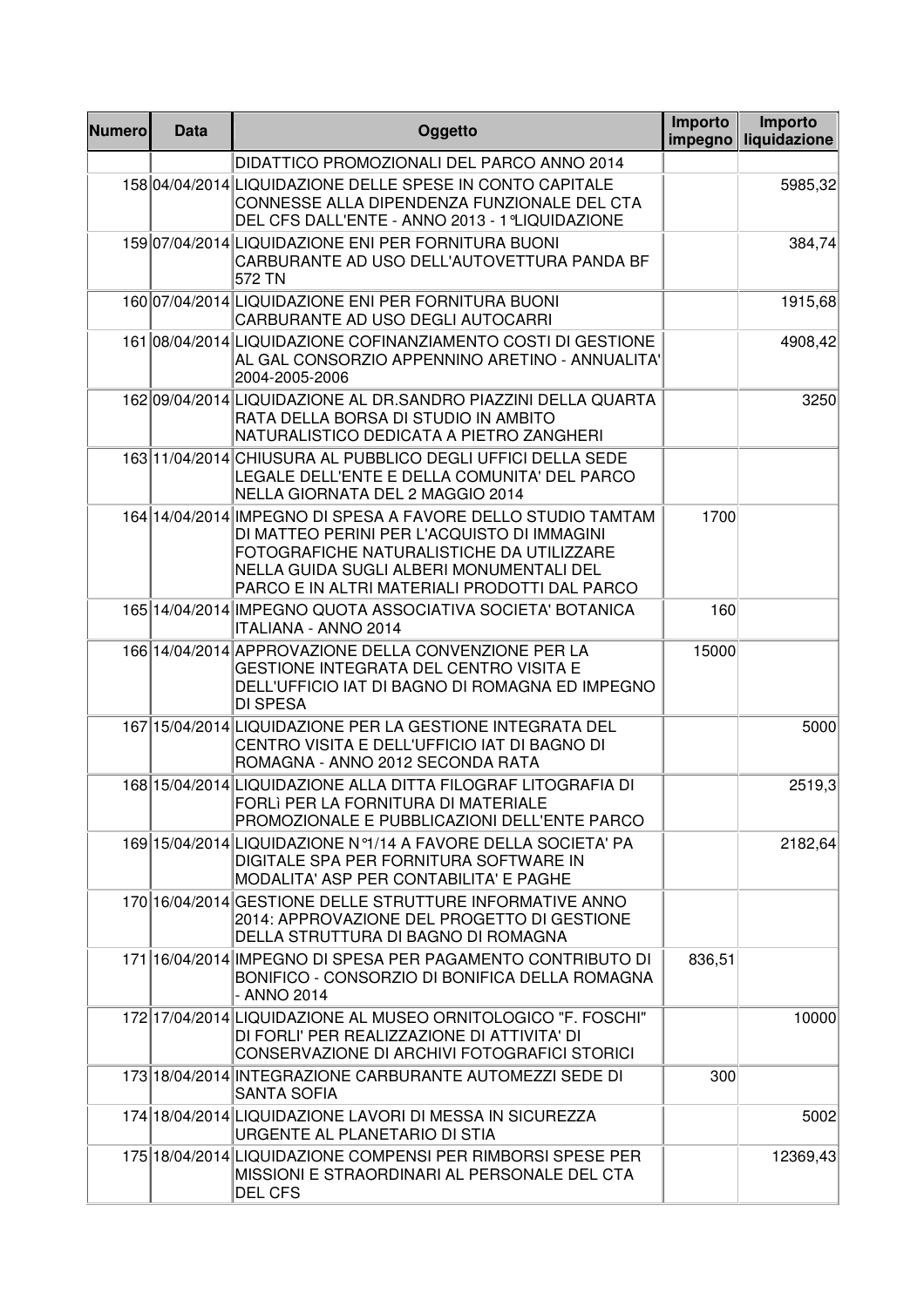| Numero | Data | Oggetto | Importo impegno | Importo liquidazione |
|---|---|---|---|---|
| | | DIDATTICO PROMOZIONALI DEL PARCO ANNO 2014 | | |
| 158 | 04/04/2014 | LIQUIDAZIONE DELLE SPESE IN CONTO CAPITALE CONNESSE ALLA DIPENDENZA FUNZIONALE DEL CTA DEL CFS DALL'ENTE - ANNO 2013 - 1°LIQUIDAZIONE | | 5985,32 |
| 159 | 07/04/2014 | LIQUIDAZIONE ENI PER FORNITURA BUONI CARBURANTE AD USO DELL'AUTOVETTURA PANDA BF 572 TN | | 384,74 |
| 160 | 07/04/2014 | LIQUIDAZIONE ENI PER FORNITURA BUONI CARBURANTE AD USO DEGLI AUTOCARRI | | 1915,68 |
| 161 | 08/04/2014 | LIQUIDAZIONE COFINANZIAMENTO COSTI DI GESTIONE AL GAL CONSORZIO APPENNINO ARETINO - ANNUALITA' 2004-2005-2006 | | 4908,42 |
| 162 | 09/04/2014 | LIQUIDAZIONE AL DR.SANDRO PIAZZINI DELLA QUARTA RATA DELLA BORSA DI STUDIO IN AMBITO NATURALISTICO DEDICATA A PIETRO ZANGHERI | | 3250 |
| 163 | 11/04/2014 | CHIUSURA AL PUBBLICO DEGLI UFFICI DELLA SEDE LEGALE DELL'ENTE E DELLA COMUNITA' DEL PARCO NELLA GIORNATA DEL 2 MAGGIO 2014 | | |
| 164 | 14/04/2014 | IMPEGNO DI SPESA A FAVORE DELLO STUDIO TAMTAM DI MATTEO PERINI PER L'ACQUISTO DI IMMAGINI FOTOGRAFICHE NATURALISTICHE DA UTILIZZARE NELLA GUIDA SUGLI ALBERI MONUMENTALI DEL PARCO E IN ALTRI MATERIALI PRODOTTI DAL PARCO | 1700 | |
| 165 | 14/04/2014 | IMPEGNO QUOTA ASSOCIATIVA SOCIETA' BOTANICA ITALIANA - ANNO 2014 | 160 | |
| 166 | 14/04/2014 | APPROVAZIONE DELLA CONVENZIONE PER LA GESTIONE INTEGRATA DEL CENTRO VISITA E DELL'UFFICIO IAT DI BAGNO DI ROMAGNA ED IMPEGNO DI SPESA | 15000 | |
| 167 | 15/04/2014 | LIQUIDAZIONE PER LA GESTIONE INTEGRATA DEL CENTRO VISITA E DELL'UFFICIO IAT DI BAGNO DI ROMAGNA - ANNO 2012 SECONDA RATA | | 5000 |
| 168 | 15/04/2014 | LIQUIDAZIONE ALLA DITTA FILOGRAF LITOGRAFIA DI FORLì PER LA FORNITURA DI MATERIALE PROMOZIONALE E PUBBLICAZIONI DELL'ENTE PARCO | | 2519,3 |
| 169 | 15/04/2014 | LIQUIDAZIONE N°1/14 A FAVORE DELLA SOCIETA' PA DIGITALE SPA PER FORNITURA SOFTWARE IN MODALITA' ASP PER CONTABILITA' E PAGHE | | 2182,64 |
| 170 | 16/04/2014 | GESTIONE DELLE STRUTTURE INFORMATIVE ANNO 2014: APPROVAZIONE DEL PROGETTO DI GESTIONE DELLA STRUTTURA DI BAGNO DI ROMAGNA | | |
| 171 | 16/04/2014 | IMPEGNO DI SPESA PER PAGAMENTO CONTRIBUTO DI BONIFICO - CONSORZIO DI BONIFICA DELLA ROMAGNA - ANNO 2014 | 836,51 | |
| 172 | 17/04/2014 | LIQUIDAZIONE AL MUSEO ORNITOLOGICO "F. FOSCHI" DI FORLI' PER REALIZZAZIONE DI ATTIVITA' DI CONSERVAZIONE DI ARCHIVI FOTOGRAFICI STORICI | | 10000 |
| 173 | 18/04/2014 | INTEGRAZIONE CARBURANTE AUTOMEZZI SEDE DI SANTA SOFIA | 300 | |
| 174 | 18/04/2014 | LIQUIDAZIONE LAVORI DI MESSA IN SICUREZZA URGENTE AL PLANETARIO DI STIA | | 5002 |
| 175 | 18/04/2014 | LIQUIDAZIONE COMPENSI PER RIMBORSI SPESE PER MISSIONI E STRAORDINARI AL PERSONALE DEL CTA DEL CFS | | 12369,43 |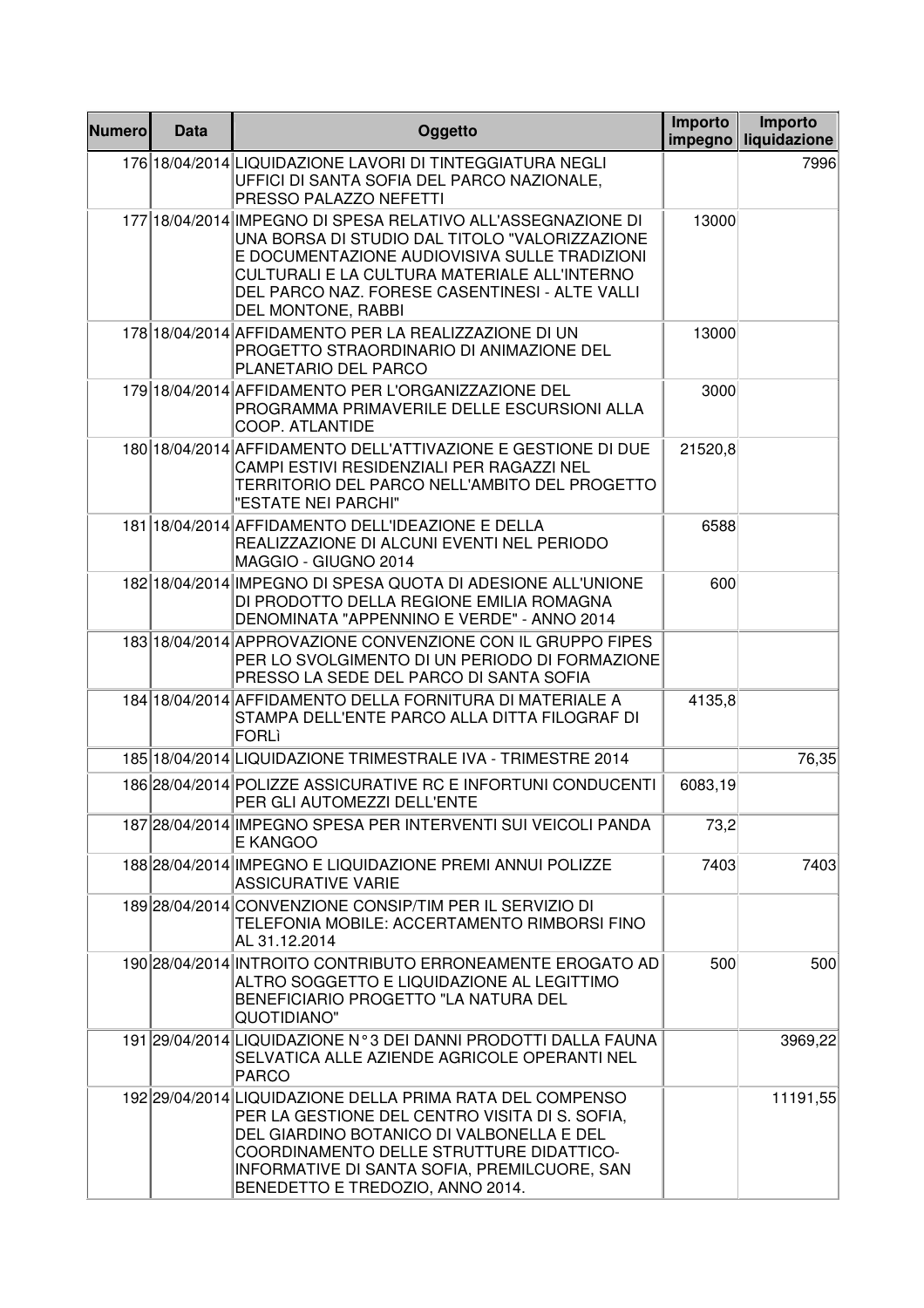| Numero | Data | Oggetto | Importo impegno | Importo liquidazione |
| --- | --- | --- | --- | --- |
| 176 | 18/04/2014 | LIQUIDAZIONE LAVORI DI TINTEGGIATURA NEGLI UFFICI DI SANTA SOFIA DEL PARCO NAZIONALE, PRESSO PALAZZO NEFETTI | | 7996 |
| 177 | 18/04/2014 | IMPEGNO DI SPESA RELATIVO ALL'ASSEGNAZIONE DI UNA BORSA DI STUDIO DAL TITOLO "VALORIZZAZIONE E DOCUMENTAZIONE AUDIOVISIVA SULLE TRADIZIONI CULTURALI E LA CULTURA MATERIALE ALL'INTERNO DEL PARCO NAZ. FORESE CASENTINESI - ALTE VALLI DEL MONTONE, RABBI | 13000 | |
| 178 | 18/04/2014 | AFFIDAMENTO PER LA REALIZZAZIONE DI UN PROGETTO STRAORDINARIO DI ANIMAZIONE DEL PLANETARIO DEL PARCO | 13000 | |
| 179 | 18/04/2014 | AFFIDAMENTO PER L'ORGANIZZAZIONE DEL PROGRAMMA PRIMAVERILE DELLE ESCURSIONI ALLA COOP. ATLANTIDE | 3000 | |
| 180 | 18/04/2014 | AFFIDAMENTO DELL'ATTIVAZIONE E GESTIONE DI DUE CAMPI ESTIVI RESIDENZIALI PER RAGAZZI NEL TERRITORIO DEL PARCO NELL'AMBITO DEL PROGETTO "ESTATE NEI PARCHI" | 21520,8 | |
| 181 | 18/04/2014 | AFFIDAMENTO DELL'IDEAZIONE E DELLA REALIZZAZIONE DI ALCUNI EVENTI NEL PERIODO MAGGIO - GIUGNO 2014 | 6588 | |
| 182 | 18/04/2014 | IMPEGNO DI SPESA QUOTA DI ADESIONE ALL'UNIONE DI PRODOTTO DELLA REGIONE EMILIA ROMAGNA DENOMINATA "APPENNINO E VERDE" - ANNO 2014 | 600 | |
| 183 | 18/04/2014 | APPROVAZIONE CONVENZIONE CON IL GRUPPO FIPES PER LO SVOLGIMENTO DI UN PERIODO DI FORMAZIONE PRESSO LA SEDE DEL PARCO DI SANTA SOFIA | | |
| 184 | 18/04/2014 | AFFIDAMENTO DELLA FORNITURA DI MATERIALE A STAMPA DELL'ENTE PARCO ALLA DITTA FILOGRAF DI FORLì | 4135,8 | |
| 185 | 18/04/2014 | LIQUIDAZIONE TRIMESTRALE IVA - TRIMESTRE 2014 | | 76,35 |
| 186 | 28/04/2014 | POLIZZE ASSICURATIVE RC E INFORTUNI CONDUCENTI PER GLI AUTOMEZZI DELL'ENTE | 6083,19 | |
| 187 | 28/04/2014 | IMPEGNO SPESA PER INTERVENTI SUI VEICOLI PANDA E KANGOO | 73,2 | |
| 188 | 28/04/2014 | IMPEGNO E LIQUIDAZIONE PREMI ANNUI POLIZZE ASSICURATIVE VARIE | 7403 | 7403 |
| 189 | 28/04/2014 | CONVENZIONE CONSIP/TIM PER IL SERVIZIO DI TELEFONIA MOBILE: ACCERTAMENTO RIMBORSI FINO AL 31.12.2014 | | |
| 190 | 28/04/2014 | INTROITO CONTRIBUTO ERRONEAMENTE EROGATO AD ALTRO SOGGETTO E LIQUIDAZIONE AL LEGITTIMO BENEFICIARIO PROGETTO "LA NATURA DEL QUOTIDIANO" | 500 | 500 |
| 191 | 29/04/2014 | LIQUIDAZIONE N°3 DEI DANNI PRODOTTI DALLA FAUNA SELVATICA ALLE AZIENDE AGRICOLE OPERANTI NEL PARCO | | 3969,22 |
| 192 | 29/04/2014 | LIQUIDAZIONE DELLA PRIMA RATA DEL COMPENSO PER LA GESTIONE DEL CENTRO VISITA DI S. SOFIA, DEL GIARDINO BOTANICO DI VALBONELLA E DEL COORDINAMENTO DELLE STRUTTURE DIDATTICO-INFORMATIVE DI SANTA SOFIA, PREMILCUORE, SAN BENEDETTO E TREDOZIO, ANNO 2014. | | 11191,55 |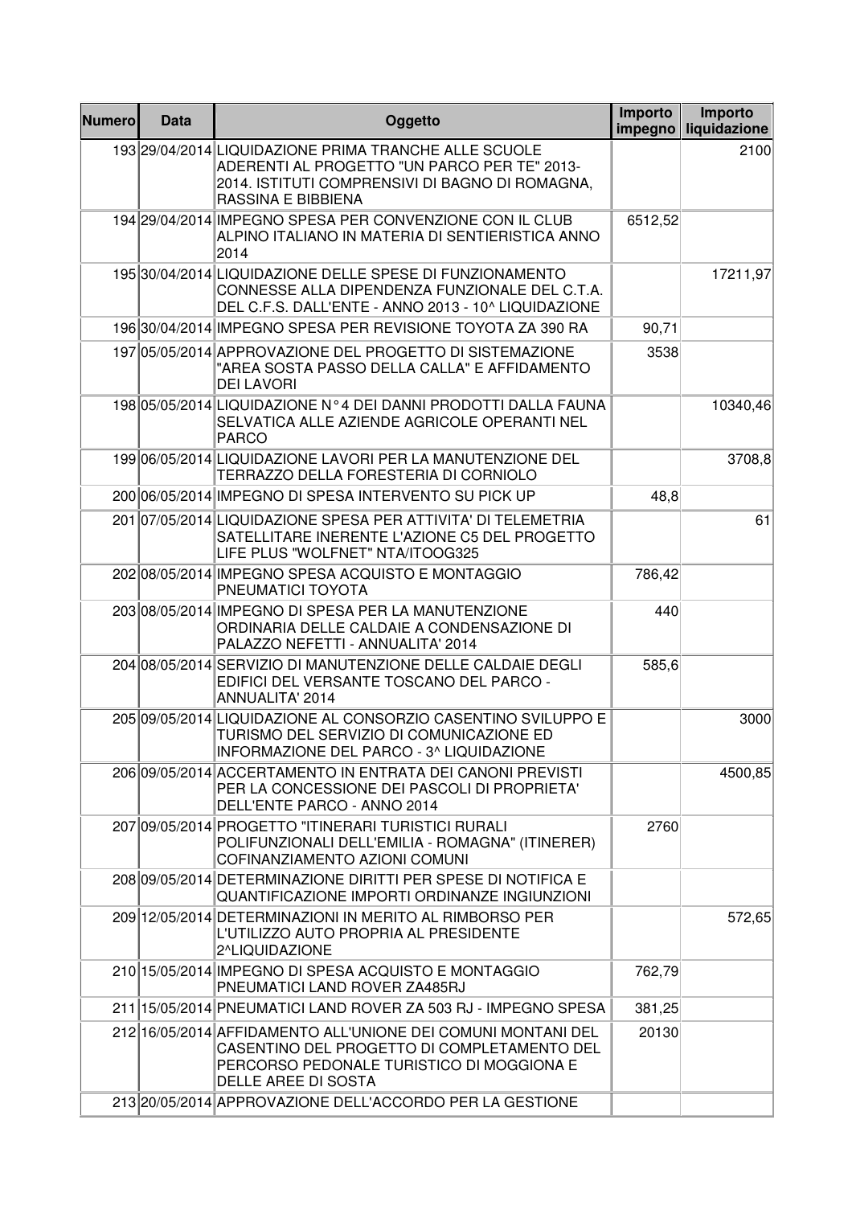| Numero | Data | Oggetto | Importo impegno | Importo liquidazione |
|---|---|---|---|---|
| 193 | 29/04/2014 | LIQUIDAZIONE PRIMA TRANCHE ALLE SCUOLE ADERENTI AL PROGETTO "UN PARCO PER TE" 2013-2014. ISTITUTI COMPRENSIVI DI BAGNO DI ROMAGNA, RASSINA E BIBBIENA | | 2100 |
| 194 | 29/04/2014 | IMPEGNO SPESA PER CONVENZIONE CON IL CLUB ALPINO ITALIANO IN MATERIA DI SENTIERISTICA ANNO 2014 | 6512,52 | |
| 195 | 30/04/2014 | LIQUIDAZIONE DELLE SPESE DI FUNZIONAMENTO CONNESSE ALLA DIPENDENZA FUNZIONALE DEL C.T.A. DEL C.F.S. DALL'ENTE - ANNO 2013 - 10^ LIQUIDAZIONE | | 17211,97 |
| 196 | 30/04/2014 | IMPEGNO SPESA PER REVISIONE TOYOTA ZA 390 RA | 90,71 | |
| 197 | 05/05/2014 | APPROVAZIONE DEL PROGETTO DI SISTEMAZIONE "AREA SOSTA PASSO DELLA CALLA" E AFFIDAMENTO DEI LAVORI | 3538 | |
| 198 | 05/05/2014 | LIQUIDAZIONE N°4 DEI DANNI PRODOTTI DALLA FAUNA SELVATICA ALLE AZIENDE AGRICOLE OPERANTI NEL PARCO | | 10340,46 |
| 199 | 06/05/2014 | LIQUIDAZIONE LAVORI PER LA MANUTENZIONE DEL TERRAZZO DELLA FORESTERIA DI CORNIOLO | | 3708,8 |
| 200 | 06/05/2014 | IMPEGNO DI SPESA INTERVENTO SU PICK UP | 48,8 | |
| 201 | 07/05/2014 | LIQUIDAZIONE SPESA PER ATTIVITA' DI TELEMETRIA SATELLITARE INERENTE L'AZIONE C5 DEL PROGETTO LIFE PLUS "WOLFNET" NTA/ITOOG325 | | 61 |
| 202 | 08/05/2014 | IMPEGNO SPESA ACQUISTO E MONTAGGIO PNEUMATICI TOYOTA | 786,42 | |
| 203 | 08/05/2014 | IMPEGNO DI SPESA PER LA MANUTENZIONE ORDINARIA DELLE CALDAIE A CONDENSAZIONE DI PALAZZO NEFETTI - ANNUALITA' 2014 | 440 | |
| 204 | 08/05/2014 | SERVIZIO DI MANUTENZIONE DELLE CALDAIE DEGLI EDIFICI DEL VERSANTE TOSCANO DEL PARCO - ANNUALITA' 2014 | 585,6 | |
| 205 | 09/05/2014 | LIQUIDAZIONE AL CONSORZIO CASENTINO SVILUPPO E TURISMO DEL SERVIZIO DI COMUNICAZIONE ED INFORMAZIONE DEL PARCO - 3^ LIQUIDAZIONE | | 3000 |
| 206 | 09/05/2014 | ACCERTAMENTO IN ENTRATA DEI CANONI PREVISTI PER LA CONCESSIONE DEI PASCOLI DI PROPRIETA' DELL'ENTE PARCO - ANNO 2014 | | 4500,85 |
| 207 | 09/05/2014 | PROGETTO "ITINERARI TURISTICI RURALI POLIFUNZIONALI DELL'EMILIA - ROMAGNA" (ITINERER) COFINANZIAMENTO AZIONI COMUNI | 2760 | |
| 208 | 09/05/2014 | DETERMINAZIONE DIRITTI PER SPESE DI NOTIFICA E QUANTIFICAZIONE IMPORTI ORDINANZE INGIUNZIONI | | |
| 209 | 12/05/2014 | DETERMINAZIONI IN MERITO AL RIMBORSO PER L'UTILIZZO AUTO PROPRIA AL PRESIDENTE 2^LIQUIDAZIONE | | 572,65 |
| 210 | 15/05/2014 | IMPEGNO DI SPESA ACQUISTO E MONTAGGIO PNEUMATICI LAND ROVER ZA485RJ | 762,79 | |
| 211 | 15/05/2014 | PNEUMATICI LAND ROVER ZA 503 RJ - IMPEGNO SPESA | 381,25 | |
| 212 | 16/05/2014 | AFFIDAMENTO ALL'UNIONE DEI COMUNI MONTANI DEL CASENTINO DEL PROGETTO DI COMPLETAMENTO DEL PERCORSO PEDONALE TURISTICO DI MOGGIONA E DELLE AREE DI SOSTA | 20130 | |
| 213 | 20/05/2014 | APPROVAZIONE DELL'ACCORDO PER LA GESTIONE | | |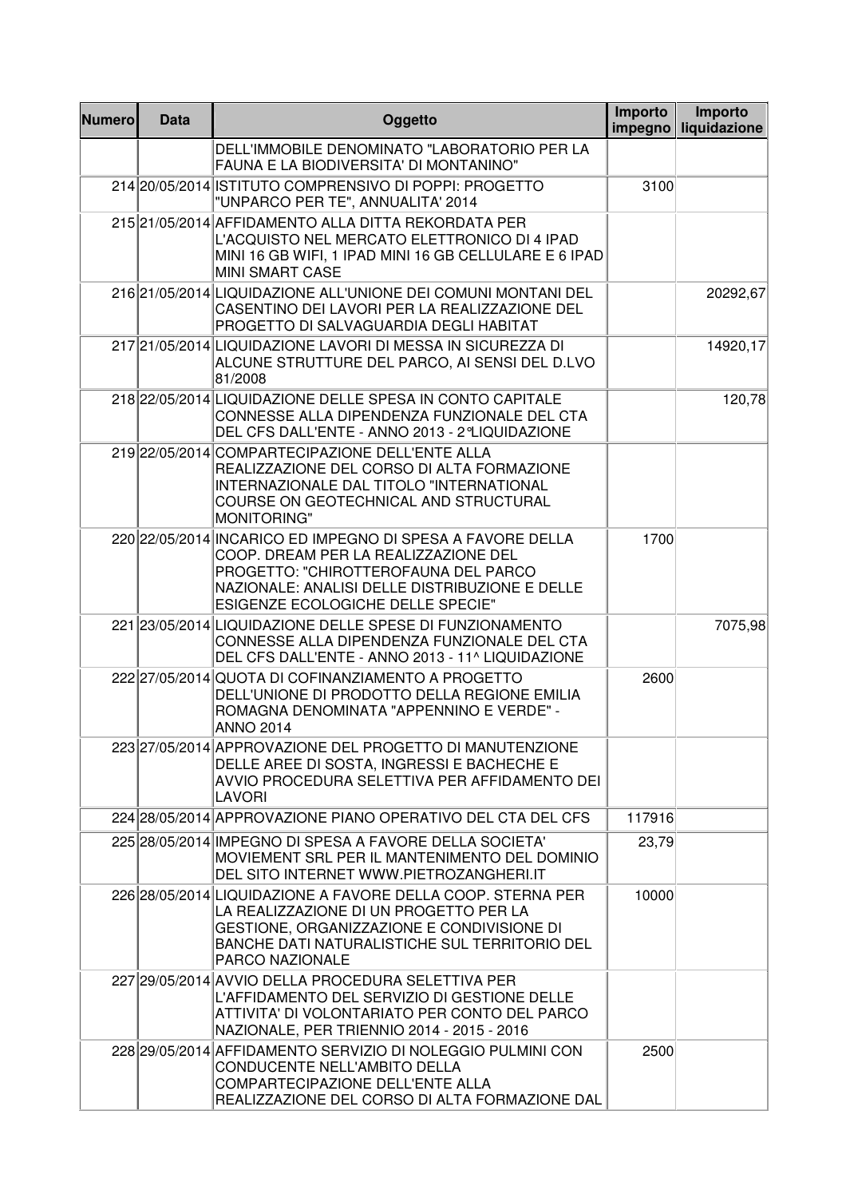| Numero | Data | Oggetto | Importo impegno | Importo liquidazione |
|---|---|---|---|---|
| | | DELL'IMMOBILE DENOMINATO "LABORATORIO PER LA FAUNA E LA BIODIVERSITA' DI MONTANINO" | | |
| 214 | 20/05/2014 | ISTITUTO COMPRENSIVO DI POPPI: PROGETTO "UNPARCO PER TE", ANNUALITA' 2014 | 3100 | |
| 215 | 21/05/2014 | AFFIDAMENTO ALLA DITTA REKORDATA PER L'ACQUISTO NEL MERCATO ELETTRONICO DI 4 IPAD MINI 16 GB WIFI, 1 IPAD MINI 16 GB CELLULARE E 6 IPAD MINI SMART CASE | | |
| 216 | 21/05/2014 | LIQUIDAZIONE ALL'UNIONE DEI COMUNI MONTANI DEL CASENTINO DEI LAVORI PER LA REALIZZAZIONE DEL PROGETTO DI SALVAGUARDIA DEGLI HABITAT | | 20292,67 |
| 217 | 21/05/2014 | LIQUIDAZIONE LAVORI DI MESSA IN SICUREZZA DI ALCUNE STRUTTURE DEL PARCO, AI SENSI DEL D.LVO 81/2008 | | 14920,17 |
| 218 | 22/05/2014 | LIQUIDAZIONE DELLE SPESA IN CONTO CAPITALE CONNESSE ALLA DIPENDENZA FUNZIONALE DEL CTA DEL CFS DALL'ENTE - ANNO 2013 - 2°LIQUIDAZIONE | | 120,78 |
| 219 | 22/05/2014 | COMPARTECIPAZIONE DELL'ENTE ALLA REALIZZAZIONE DEL CORSO DI ALTA FORMAZIONE INTERNAZIONALE DAL TITOLO "INTERNATIONAL COURSE ON GEOTECHNICAL AND STRUCTURAL MONITORING" | | |
| 220 | 22/05/2014 | INCARICO ED IMPEGNO DI SPESA A FAVORE DELLA COOP. DREAM PER LA REALIZZAZIONE DEL PROGETTO: "CHIROTTEROFAUNA DEL PARCO NAZIONALE: ANALISI DELLE DISTRIBUZIONE E DELLE ESIGENZE ECOLOGICHE DELLE SPECIE" | 1700 | |
| 221 | 23/05/2014 | LIQUIDAZIONE DELLE SPESE DI FUNZIONAMENTO CONNESSE ALLA DIPENDENZA FUNZIONALE DEL CTA DEL CFS DALL'ENTE - ANNO 2013 - 11^ LIQUIDAZIONE | | 7075,98 |
| 222 | 27/05/2014 | QUOTA DI COFINANZIAMENTO A PROGETTO DELL'UNIONE DI PRODOTTO DELLA REGIONE EMILIA ROMAGNA DENOMINATA "APPENNINO E VERDE" - ANNO 2014 | 2600 | |
| 223 | 27/05/2014 | APPROVAZIONE DEL PROGETTO DI MANUTENZIONE DELLE AREE DI SOSTA, INGRESSI E BACHECHE E AVVIO PROCEDURA SELETTIVA PER AFFIDAMENTO DEI LAVORI | | |
| 224 | 28/05/2014 | APPROVAZIONE PIANO OPERATIVO DEL CTA DEL CFS | 117916 | |
| 225 | 28/05/2014 | IMPEGNO DI SPESA A FAVORE DELLA SOCIETA' MOVIEMENT SRL PER IL MANTENIMENTO DEL DOMINIO DEL SITO INTERNET WWW.PIETROZANGHERI.IT | 23,79 | |
| 226 | 28/05/2014 | LIQUIDAZIONE A FAVORE DELLA COOP. STERNA PER LA REALIZZAZIONE DI UN PROGETTO PER LA GESTIONE, ORGANIZZAZIONE E CONDIVISIONE DI BANCHE DATI NATURALISTICHE SUL TERRITORIO DEL PARCO NAZIONALE | 10000 | |
| 227 | 29/05/2014 | AVVIO DELLA PROCEDURA SELETTIVA PER L'AFFIDAMENTO DEL SERVIZIO DI GESTIONE DELLE ATTIVITA' DI VOLONTARIATO PER CONTO DEL PARCO NAZIONALE, PER TRIENNIO 2014 - 2015 - 2016 | | |
| 228 | 29/05/2014 | AFFIDAMENTO SERVIZIO DI NOLEGGIO PULMINI CON CONDUCENTE NELL'AMBITO DELLA COMPARTECIPAZIONE DELL'ENTE ALLA REALIZZAZIONE DEL CORSO DI ALTA FORMAZIONE DAL | 2500 | |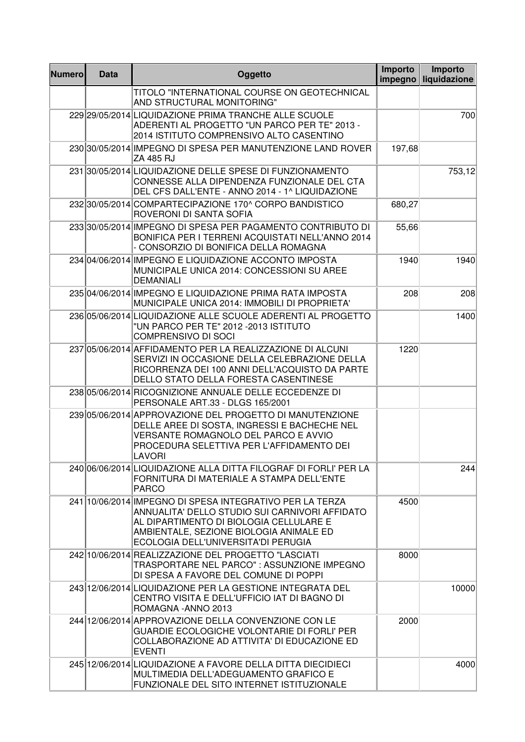| Numero | Data | Oggetto | Importo impegno | Importo liquidazione |
|---|---|---|---|---|
| | | TITOLO "INTERNATIONAL COURSE ON GEOTECHNICAL AND STRUCTURAL MONITORING" | | |
| 229 | 29/05/2014 | LIQUIDAZIONE PRIMA TRANCHE ALLE SCUOLE ADERENTI AL PROGETTO "UN PARCO PER TE" 2013 - 2014 ISTITUTO COMPRENSIVO ALTO CASENTINO | | 700 |
| 230 | 30/05/2014 | IMPEGNO DI SPESA PER MANUTENZIONE LAND ROVER ZA 485 RJ | 197,68 | |
| 231 | 30/05/2014 | LIQUIDAZIONE DELLE SPESE DI FUNZIONAMENTO CONNESSE ALLA DIPENDENZA FUNZIONALE DEL CTA DEL CFS DALL'ENTE - ANNO 2014 - 1^ LIQUIDAZIONE | | 753,12 |
| 232 | 30/05/2014 | COMPARTECIPAZIONE 170^ CORPO BANDISTICO ROVERONI DI SANTA SOFIA | 680,27 | |
| 233 | 30/05/2014 | IMPEGNO DI SPESA PER PAGAMENTO CONTRIBUTO DI BONIFICA PER I TERRENI ACQUISTATI NELL'ANNO 2014 - CONSORZIO DI BONIFICA DELLA ROMAGNA | 55,66 | |
| 234 | 04/06/2014 | IMPEGNO E LIQUIDAZIONE ACCONTO IMPOSTA MUNICIPALE UNICA 2014: CONCESSIONI SU AREE DEMANIALI | 1940 | 1940 |
| 235 | 04/06/2014 | IMPEGNO E LIQUIDAZIONE PRIMA RATA IMPOSTA MUNICIPALE UNICA 2014: IMMOBILI DI PROPRIETA' | 208 | 208 |
| 236 | 05/06/2014 | LIQUIDAZIONE ALLE SCUOLE ADERENTI AL PROGETTO "UN PARCO PER TE" 2012 -2013 ISTITUTO COMPRENSIVO DI SOCI | | 1400 |
| 237 | 05/06/2014 | AFFIDAMENTO PER LA REALIZZAZIONE DI ALCUNI SERVIZI IN OCCASIONE DELLA CELEBRAZIONE DELLA RICORRENZA DEI 100 ANNI DELL'ACQUISTO DA PARTE DELLO STATO DELLA FORESTA CASENTINESE | 1220 | |
| 238 | 05/06/2014 | RICOGNIZIONE ANNUALE DELLE ECCEDENZE DI PERSONALE ART.33 - DLGS 165/2001 | | |
| 239 | 05/06/2014 | APPROVAZIONE DEL PROGETTO DI MANUTENZIONE DELLE AREE DI SOSTA, INGRESSI E BACHECHE NEL VERSANTE ROMAGNOLO DEL PARCO E AVVIO PROCEDURA SELETTIVA PER L'AFFIDAMENTO DEI LAVORI | | |
| 240 | 06/06/2014 | LIQUIDAZIONE ALLA DITTA FILOGRAF DI FORLI' PER LA FORNITURA DI MATERIALE A STAMPA DELL'ENTE PARCO | | 244 |
| 241 | 10/06/2014 | IMPEGNO DI SPESA INTEGRATIVO PER LA TERZA ANNUALITA' DELLO STUDIO SUI CARNIVORI AFFIDATO AL DIPARTIMENTO DI BIOLOGIA CELLULARE E AMBIENTALE, SEZIONE BIOLOGIA ANIMALE ED ECOLOGIA DELL'UNIVERSITA'DI PERUGIA | 4500 | |
| 242 | 10/06/2014 | REALIZZAZIONE DEL PROGETTO "LASCIATI TRASPORTARE NEL PARCO" : ASSUNZIONE IMPEGNO DI SPESA A FAVORE DEL COMUNE DI POPPI | 8000 | |
| 243 | 12/06/2014 | LIQUIDAZIONE PER LA GESTIONE INTEGRATA DEL CENTRO VISITA E DELL'UFFICIO IAT DI BAGNO DI ROMAGNA -ANNO 2013 | | 10000 |
| 244 | 12/06/2014 | APPROVAZIONE DELLA CONVENZIONE CON LE GUARDIE ECOLOGICHE VOLONTARIE DI FORLI' PER COLLABORAZIONE AD ATTIVITA' DI EDUCAZIONE ED EVENTI | 2000 | |
| 245 | 12/06/2014 | LIQUIDAZIONE A FAVORE DELLA DITTA DIECIDIECI MULTIMEDIA DELL'ADEGUAMENTO GRAFICO E FUNZIONALE DEL SITO INTERNET ISTITUZIONALE | | 4000 |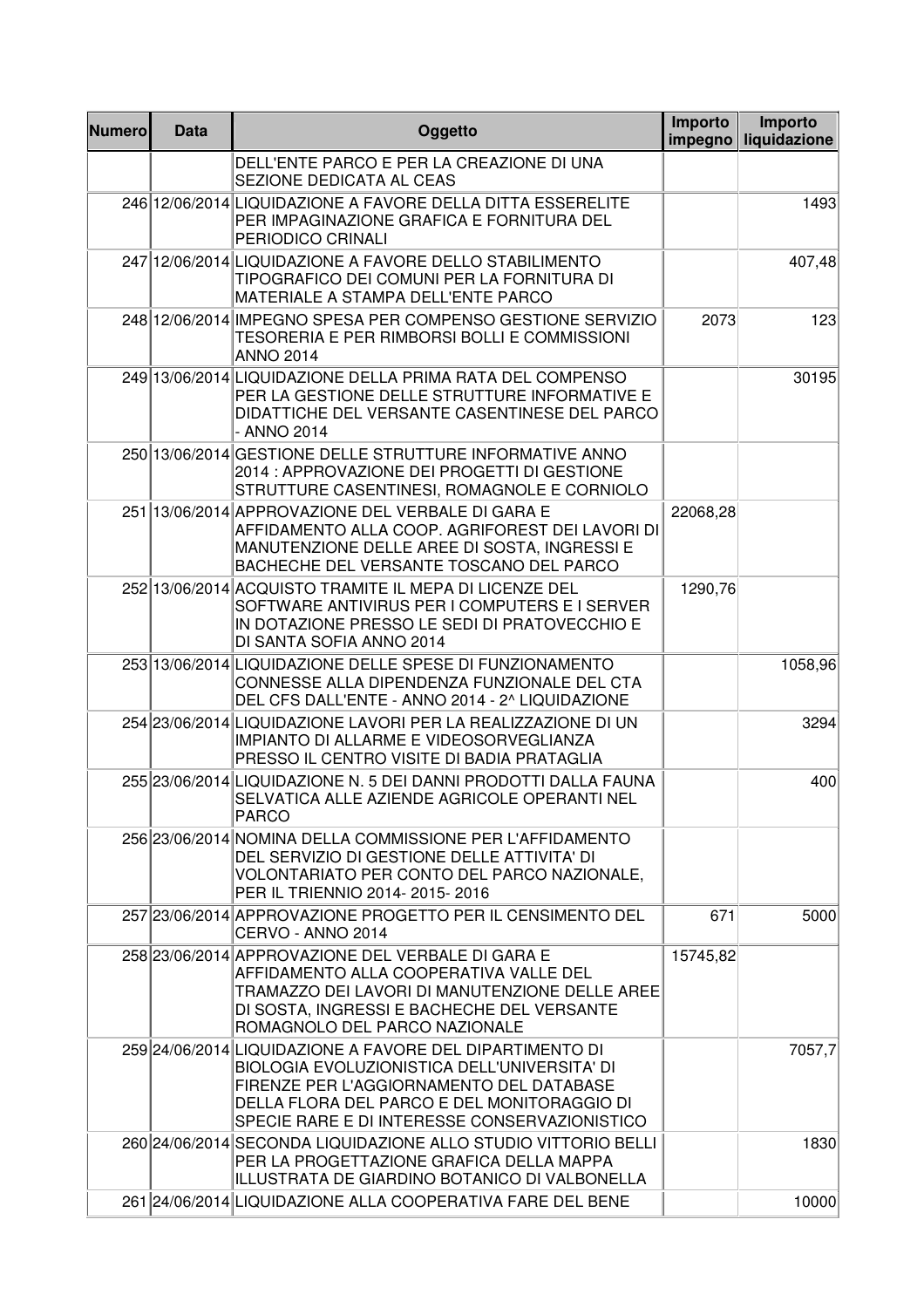| Numero | Data | Oggetto | Importo impegno | Importo liquidazione |
|---|---|---|---|---|
| | | DELL'ENTE PARCO E PER LA CREAZIONE DI UNA SEZIONE DEDICATA AL CEAS | | |
| 246 | 12/06/2014 | LIQUIDAZIONE A FAVORE DELLA DITTA ESSERELITE PER IMPAGINAZIONE GRAFICA E FORNITURA DEL PERIODICO CRINALI | | 1493 |
| 247 | 12/06/2014 | LIQUIDAZIONE A FAVORE DELLO STABILIMENTO TIPOGRAFICO DEI COMUNI PER LA FORNITURA DI MATERIALE A STAMPA DELL'ENTE PARCO | | 407,48 |
| 248 | 12/06/2014 | IMPEGNO SPESA PER COMPENSO GESTIONE SERVIZIO TESORERIA E PER RIMBORSI BOLLI E COMMISSIONI ANNO 2014 | 2073 | 123 |
| 249 | 13/06/2014 | LIQUIDAZIONE DELLA PRIMA RATA DEL COMPENSO PER LA GESTIONE DELLE STRUTTURE INFORMATIVE E DIDATTICHE DEL VERSANTE CASENTINESE DEL PARCO - ANNO 2014 | | 30195 |
| 250 | 13/06/2014 | GESTIONE DELLE STRUTTURE INFORMATIVE ANNO 2014 : APPROVAZIONE DEI PROGETTI DI GESTIONE STRUTTURE CASENTINESI, ROMAGNOLE E CORNIOLO | | |
| 251 | 13/06/2014 | APPROVAZIONE DEL VERBALE DI GARA E AFFIDAMENTO ALLA COOP. AGRIFOREST DEI LAVORI DI MANUTENZIONE DELLE AREE DI SOSTA, INGRESSI E BACHECHE DEL VERSANTE TOSCANO DEL PARCO | 22068,28 | |
| 252 | 13/06/2014 | ACQUISTO TRAMITE IL MEPA DI LICENZE DEL SOFTWARE ANTIVIRUS PER I COMPUTERS E I SERVER IN DOTAZIONE PRESSO LE SEDI DI PRATOVECCHIO E DI SANTA SOFIA ANNO 2014 | 1290,76 | |
| 253 | 13/06/2014 | LIQUIDAZIONE DELLE SPESE DI FUNZIONAMENTO CONNESSE ALLA DIPENDENZA FUNZIONALE DEL CTA DEL CFS DALL'ENTE - ANNO 2014 - 2^ LIQUIDAZIONE | | 1058,96 |
| 254 | 23/06/2014 | LIQUIDAZIONE LAVORI PER LA REALIZZAZIONE DI UN IMPIANTO DI ALLARME E VIDEOSORVEGLIANZA PRESSO IL CENTRO VISITE DI BADIA PRATAGLIA | | 3294 |
| 255 | 23/06/2014 | LIQUIDAZIONE N. 5 DEI DANNI PRODOTTI DALLA FAUNA SELVATICA ALLE AZIENDE AGRICOLE OPERANTI NEL PARCO | | 400 |
| 256 | 23/06/2014 | NOMINA DELLA COMMISSIONE PER L'AFFIDAMENTO DEL SERVIZIO DI GESTIONE DELLE ATTIVITA' DI VOLONTARIATO PER CONTO DEL PARCO NAZIONALE, PER IL TRIENNIO 2014- 2015- 2016 | | |
| 257 | 23/06/2014 | APPROVAZIONE PROGETTO PER IL CENSIMENTO DEL CERVO - ANNO 2014 | 671 | 5000 |
| 258 | 23/06/2014 | APPROVAZIONE DEL VERBALE DI GARA E AFFIDAMENTO ALLA COOPERATIVA VALLE DEL TRAMAZZO DEI LAVORI DI MANUTENZIONE DELLE AREE DI SOSTA, INGRESSI E BACHECHE DEL VERSANTE ROMAGNOLO DEL PARCO NAZIONALE | 15745,82 | |
| 259 | 24/06/2014 | LIQUIDAZIONE A FAVORE DEL DIPARTIMENTO DI BIOLOGIA EVOLUZIONISTICA DELL'UNIVERSITA' DI FIRENZE PER L'AGGIORNAMENTO DEL DATABASE DELLA FLORA DEL PARCO E DEL MONITORAGGIO DI SPECIE RARE E DI INTERESSE CONSERVAZIONISTICO | | 7057,7 |
| 260 | 24/06/2014 | SECONDA LIQUIDAZIONE ALLO STUDIO VITTORIO BELLI PER LA PROGETTAZIONE GRAFICA DELLA MAPPA ILLUSTRATA DE GIARDINO BOTANICO DI VALBONELLA | | 1830 |
| 261 | 24/06/2014 | LIQUIDAZIONE ALLA COOPERATIVA FARE DEL BENE | | 10000 |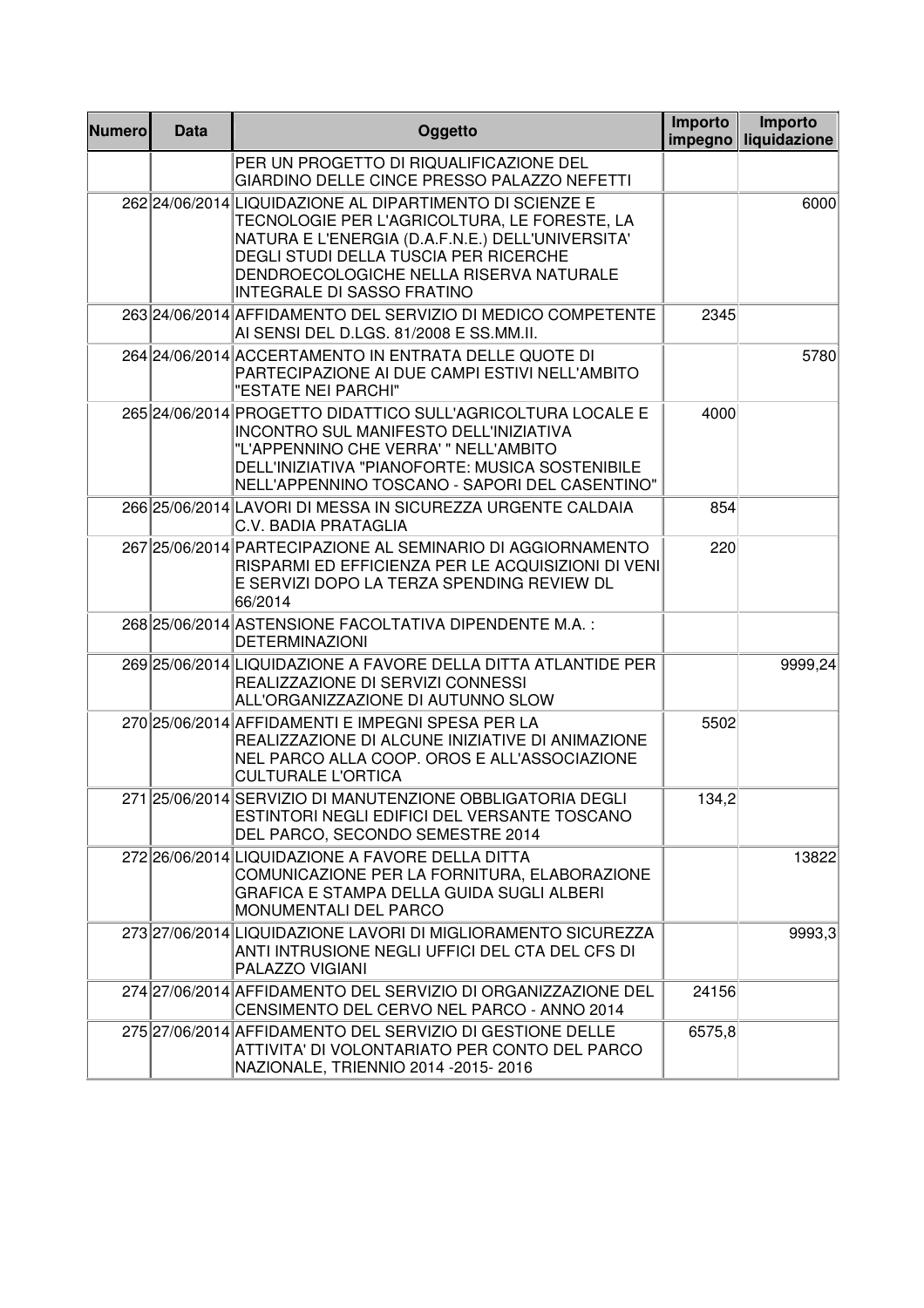| Numero | Data | Oggetto | Importo impegno | Importo liquidazione |
|---|---|---|---|---|
| | | PER UN PROGETTO DI RIQUALIFICAZIONE DEL GIARDINO DELLE CINCE PRESSO PALAZZO NEFETTI | | |
| 262 | 24/06/2014 | LIQUIDAZIONE AL DIPARTIMENTO DI SCIENZE E TECNOLOGIE PER L'AGRICOLTURA, LE FORESTE, LA NATURA E L'ENERGIA (D.A.F.N.E.) DELL'UNIVERSITA' DEGLI STUDI DELLA TUSCIA PER RICERCHE DENDROECOLOGICHE NELLA RISERVA NATURALE INTEGRALE DI SASSO FRATINO | | 6000 |
| 263 | 24/06/2014 | AFFIDAMENTO DEL SERVIZIO DI MEDICO COMPETENTE AI SENSI DEL D.LGS. 81/2008 E SS.MM.II. | 2345 | |
| 264 | 24/06/2014 | ACCERTAMENTO IN ENTRATA DELLE QUOTE DI PARTECIPAZIONE AI DUE CAMPI ESTIVI NELL'AMBITO "ESTATE NEI PARCHI" | | 5780 |
| 265 | 24/06/2014 | PROGETTO DIDATTICO SULL'AGRICOLTURA LOCALE E INCONTRO SUL MANIFESTO DELL'INIZIATIVA "L'APPENNINO CHE VERRA' " NELL'AMBITO DELL'INIZIATIVA "PIANOFORTE: MUSICA SOSTENIBILE NELL'APPENNINO TOSCANO - SAPORI DEL CASENTINO" | 4000 | |
| 266 | 25/06/2014 | LAVORI DI MESSA IN SICUREZZA URGENTE CALDAIA C.V. BADIA PRATAGLIA | 854 | |
| 267 | 25/06/2014 | PARTECIPAZIONE AL SEMINARIO DI AGGIORNAMENTO RISPARMI ED EFFICIENZA PER LE ACQUISIZIONI DI VENI E SERVIZI DOPO LA TERZA SPENDING REVIEW DL 66/2014 | 220 | |
| 268 | 25/06/2014 | ASTENSIONE FACOLTATIVA DIPENDENTE M.A. : DETERMINAZIONI | | |
| 269 | 25/06/2014 | LIQUIDAZIONE A FAVORE DELLA DITTA ATLANTIDE PER REALIZZAZIONE DI SERVIZI CONNESSI ALL'ORGANIZZAZIONE DI AUTUNNO SLOW | | 9999,24 |
| 270 | 25/06/2014 | AFFIDAMENTI E IMPEGNI SPESA PER LA REALIZZAZIONE DI ALCUNE INIZIATIVE DI ANIMAZIONE NEL PARCO ALLA COOP. OROS E ALL'ASSOCIAZIONE CULTURALE L'ORTICA | 5502 | |
| 271 | 25/06/2014 | SERVIZIO DI MANUTENZIONE OBBLIGATORIA DEGLI ESTINTORI NEGLI EDIFICI DEL VERSANTE TOSCANO DEL PARCO, SECONDO SEMESTRE 2014 | 134,2 | |
| 272 | 26/06/2014 | LIQUIDAZIONE A FAVORE DELLA DITTA COMUNICAZIONE PER LA FORNITURA, ELABORAZIONE GRAFICA E STAMPA DELLA GUIDA SUGLI ALBERI MONUMENTALI DEL PARCO | | 13822 |
| 273 | 27/06/2014 | LIQUIDAZIONE LAVORI DI MIGLIORAMENTO SICUREZZA ANTI INTRUSIONE NEGLI UFFICI DEL CTA DEL CFS DI PALAZZO VIGIANI | | 9993,3 |
| 274 | 27/06/2014 | AFFIDAMENTO DEL SERVIZIO DI ORGANIZZAZIONE DEL CENSIMENTO DEL CERVO NEL PARCO - ANNO 2014 | 24156 | |
| 275 | 27/06/2014 | AFFIDAMENTO DEL SERVIZIO DI GESTIONE DELLE ATTIVITA' DI VOLONTARIATO PER CONTO DEL PARCO NAZIONALE, TRIENNIO 2014 -2015- 2016 | 6575,8 | |